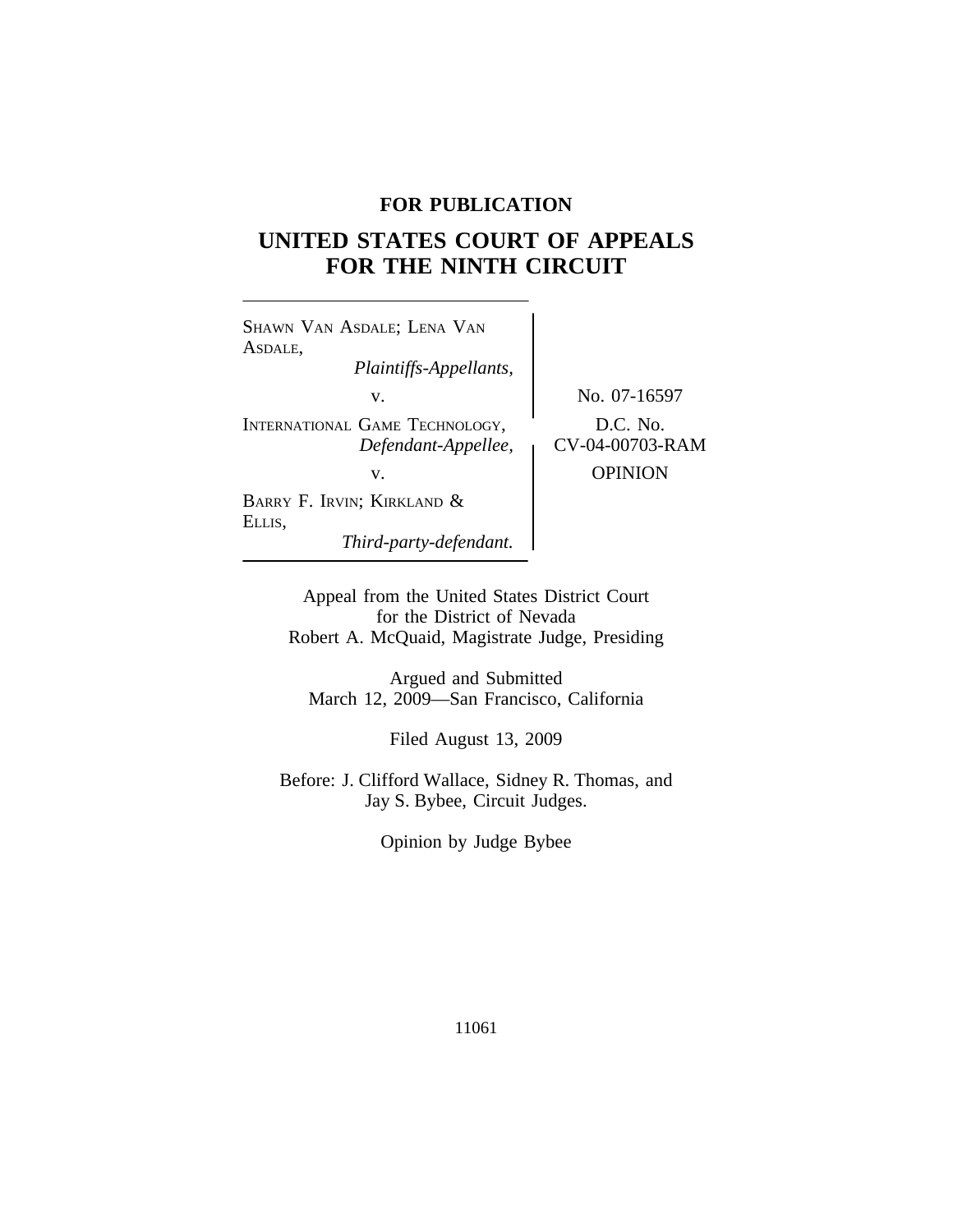**FOR PUBLICATION**

# UNITED STATES COURT OF APPEALS FOR THE NINTH CIRCUIT

SHAWN VAN ASDALE; LENA VAN ASDALE,
*Plaintiffs-Appellants,*

v.

INTERNATIONAL GAME TECHNOLOGY,
*Defendant-Appellee,*

v.

BARRY F. IRVIN; KIRKLAND & ELLIS,
*Third-party-defendant.*

No. 07-16597

D.C. No. CV-04-00703-RAM

OPINION

Appeal from the United States District Court
for the District of Nevada
Robert A. McQuaid, Magistrate Judge, Presiding

Argued and Submitted
March 12, 2009—San Francisco, California

Filed August 13, 2009

Before: J. Clifford Wallace, Sidney R. Thomas, and
Jay S. Bybee, Circuit Judges.

Opinion by Judge Bybee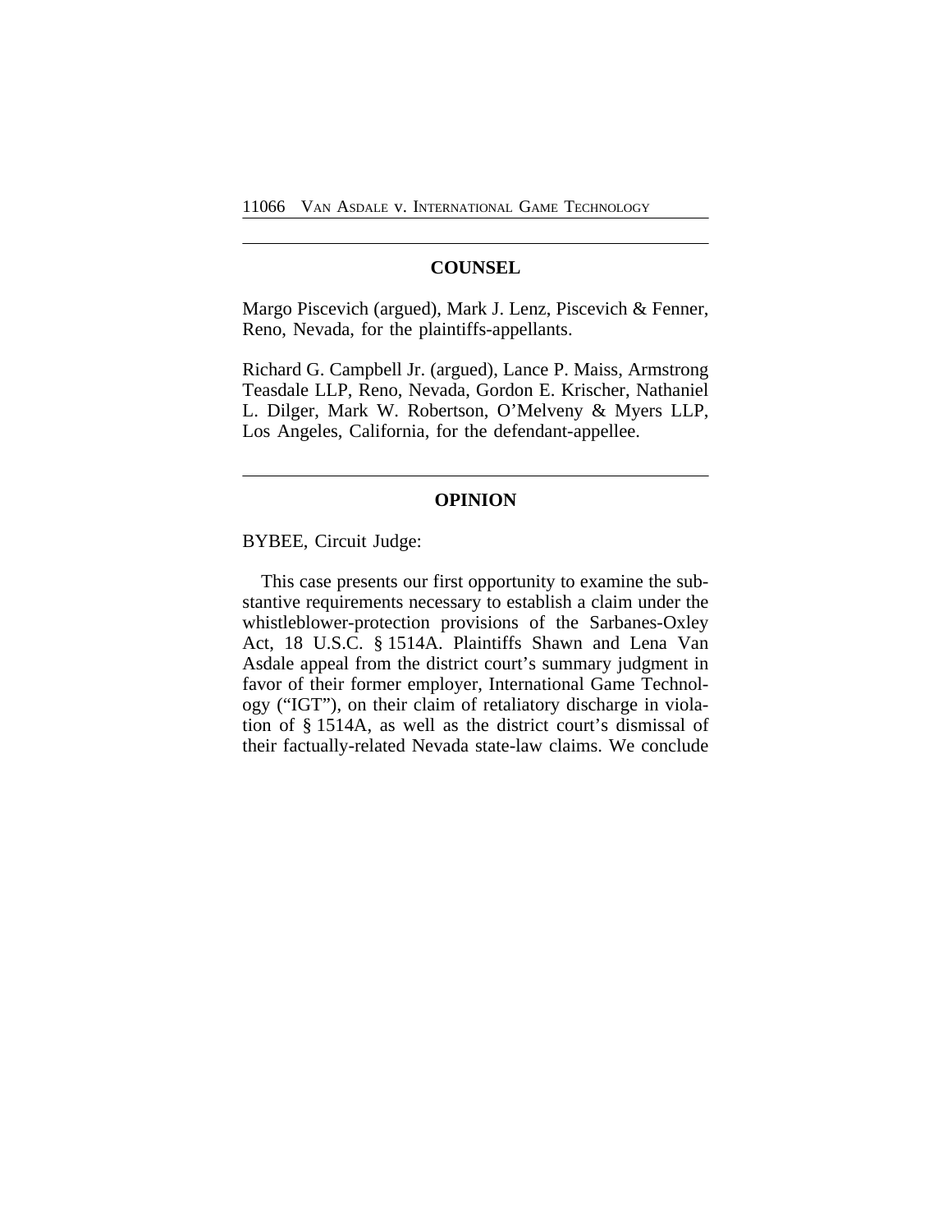## COUNSEL

Margo Piscevich (argued), Mark J. Lenz, Piscevich & Fenner, Reno, Nevada, for the plaintiffs-appellants.

Richard G. Campbell Jr. (argued), Lance P. Maiss, Armstrong Teasdale LLP, Reno, Nevada, Gordon E. Krischer, Nathaniel L. Dilger, Mark W. Robertson, O'Melveny & Myers LLP, Los Angeles, California, for the defendant-appellee.

## OPINION

BYBEE, Circuit Judge:

This case presents our first opportunity to examine the substantive requirements necessary to establish a claim under the whistleblower-protection provisions of the Sarbanes-Oxley Act, 18 U.S.C. § 1514A. Plaintiffs Shawn and Lena Van Asdale appeal from the district court's summary judgment in favor of their former employer, International Game Technology ("IGT"), on their claim of retaliatory discharge in violation of § 1514A, as well as the district court's dismissal of their factually-related Nevada state-law claims. We conclude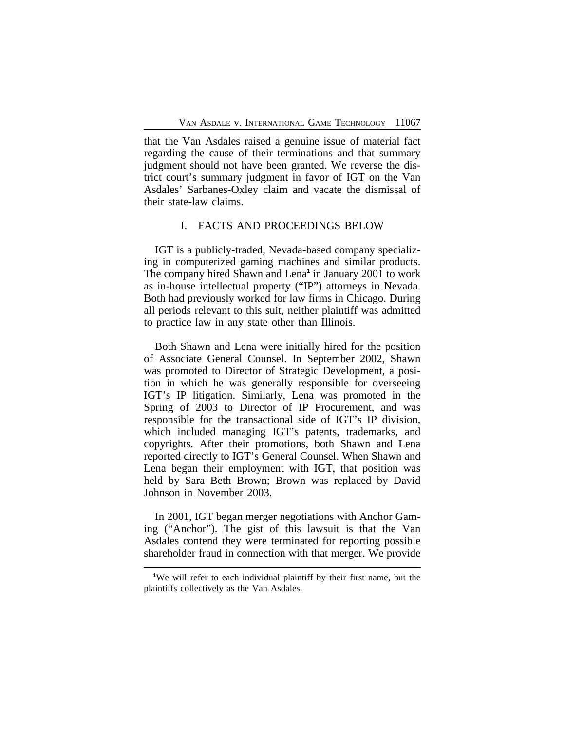that the Van Asdales raised a genuine issue of material fact regarding the cause of their terminations and that summary judgment should not have been granted. We reverse the district court's summary judgment in favor of IGT on the Van Asdales' Sarbanes-Oxley claim and vacate the dismissal of their state-law claims.

## I. FACTS AND PROCEEDINGS BELOW

IGT is a publicly-traded, Nevada-based company specializing in computerized gaming machines and similar products. The company hired Shawn and Lena[1] in January 2001 to work as in-house intellectual property ("IP") attorneys in Nevada. Both had previously worked for law firms in Chicago. During all periods relevant to this suit, neither plaintiff was admitted to practice law in any state other than Illinois.

Both Shawn and Lena were initially hired for the position of Associate General Counsel. In September 2002, Shawn was promoted to Director of Strategic Development, a position in which he was generally responsible for overseeing IGT's IP litigation. Similarly, Lena was promoted in the Spring of 2003 to Director of IP Procurement, and was responsible for the transactional side of IGT's IP division, which included managing IGT's patents, trademarks, and copyrights. After their promotions, both Shawn and Lena reported directly to IGT's General Counsel. When Shawn and Lena began their employment with IGT, that position was held by Sara Beth Brown; Brown was replaced by David Johnson in November 2003.

In 2001, IGT began merger negotiations with Anchor Gaming ("Anchor"). The gist of this lawsuit is that the Van Asdales contend they were terminated for reporting possible shareholder fraud in connection with that merger. We provide

[1]We will refer to each individual plaintiff by their first name, but the plaintiffs collectively as the Van Asdales.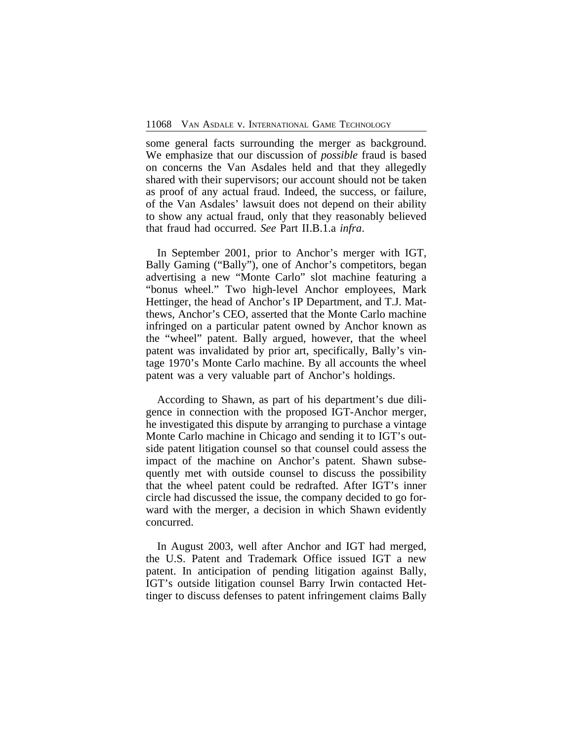some general facts surrounding the merger as background. We emphasize that our discussion of *possible* fraud is based on concerns the Van Asdales held and that they allegedly shared with their supervisors; our account should not be taken as proof of any actual fraud. Indeed, the success, or failure, of the Van Asdales' lawsuit does not depend on their ability to show any actual fraud, only that they reasonably believed that fraud had occurred. *See* Part II.B.1.a *infra*.

In September 2001, prior to Anchor's merger with IGT, Bally Gaming ("Bally"), one of Anchor's competitors, began advertising a new "Monte Carlo" slot machine featuring a "bonus wheel." Two high-level Anchor employees, Mark Hettinger, the head of Anchor's IP Department, and T.J. Matthews, Anchor's CEO, asserted that the Monte Carlo machine infringed on a particular patent owned by Anchor known as the "wheel" patent. Bally argued, however, that the wheel patent was invalidated by prior art, specifically, Bally's vintage 1970's Monte Carlo machine. By all accounts the wheel patent was a very valuable part of Anchor's holdings.

According to Shawn, as part of his department's due diligence in connection with the proposed IGT-Anchor merger, he investigated this dispute by arranging to purchase a vintage Monte Carlo machine in Chicago and sending it to IGT's outside patent litigation counsel so that counsel could assess the impact of the machine on Anchor's patent. Shawn subsequently met with outside counsel to discuss the possibility that the wheel patent could be redrafted. After IGT's inner circle had discussed the issue, the company decided to go forward with the merger, a decision in which Shawn evidently concurred.

In August 2003, well after Anchor and IGT had merged, the U.S. Patent and Trademark Office issued IGT a new patent. In anticipation of pending litigation against Bally, IGT's outside litigation counsel Barry Irwin contacted Hettinger to discuss defenses to patent infringement claims Bally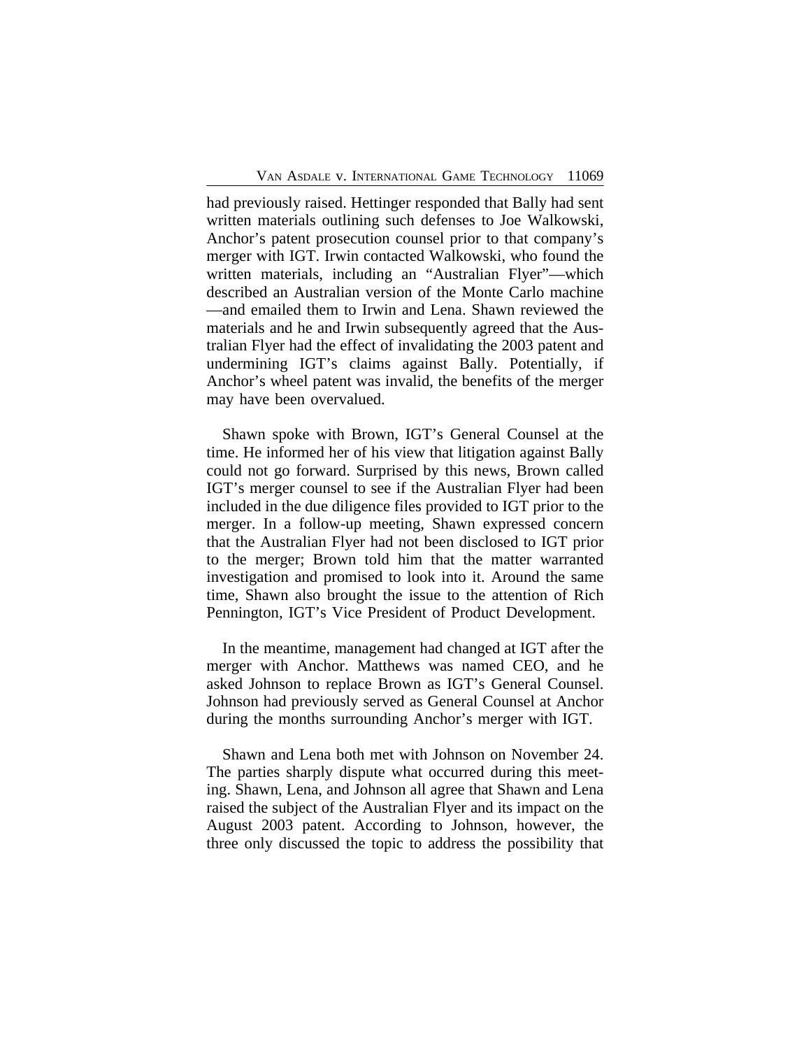had previously raised. Hettinger responded that Bally had sent written materials outlining such defenses to Joe Walkowski, Anchor's patent prosecution counsel prior to that company's merger with IGT. Irwin contacted Walkowski, who found the written materials, including an "Australian Flyer"—which described an Australian version of the Monte Carlo machine —and emailed them to Irwin and Lena. Shawn reviewed the materials and he and Irwin subsequently agreed that the Australian Flyer had the effect of invalidating the 2003 patent and undermining IGT's claims against Bally. Potentially, if Anchor's wheel patent was invalid, the benefits of the merger may have been overvalued.

Shawn spoke with Brown, IGT's General Counsel at the time. He informed her of his view that litigation against Bally could not go forward. Surprised by this news, Brown called IGT's merger counsel to see if the Australian Flyer had been included in the due diligence files provided to IGT prior to the merger. In a follow-up meeting, Shawn expressed concern that the Australian Flyer had not been disclosed to IGT prior to the merger; Brown told him that the matter warranted investigation and promised to look into it. Around the same time, Shawn also brought the issue to the attention of Rich Pennington, IGT's Vice President of Product Development.

In the meantime, management had changed at IGT after the merger with Anchor. Matthews was named CEO, and he asked Johnson to replace Brown as IGT's General Counsel. Johnson had previously served as General Counsel at Anchor during the months surrounding Anchor's merger with IGT.

Shawn and Lena both met with Johnson on November 24. The parties sharply dispute what occurred during this meeting. Shawn, Lena, and Johnson all agree that Shawn and Lena raised the subject of the Australian Flyer and its impact on the August 2003 patent. According to Johnson, however, the three only discussed the topic to address the possibility that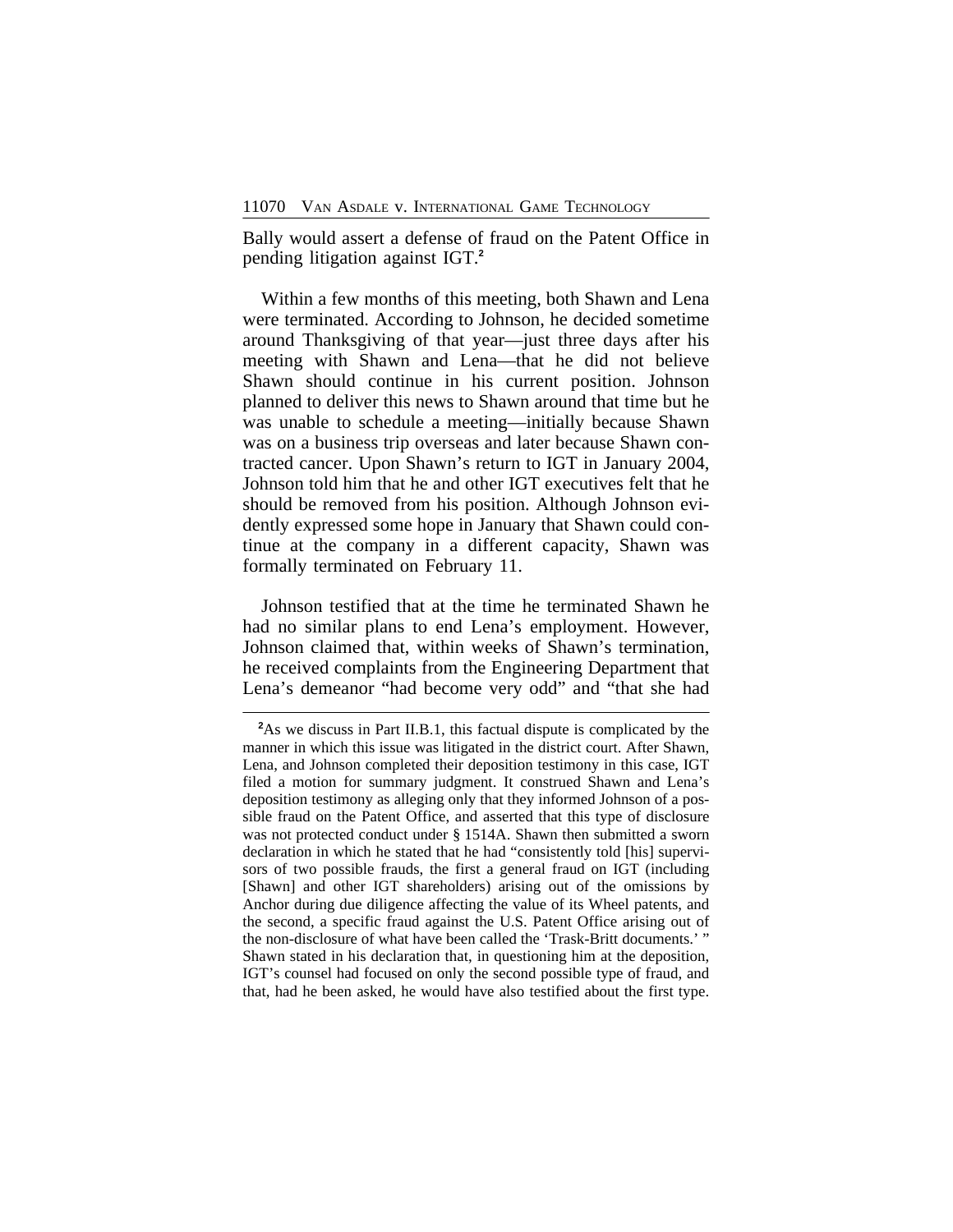Bally would assert a defense of fraud on the Patent Office in pending litigation against IGT.[2]

Within a few months of this meeting, both Shawn and Lena were terminated. According to Johnson, he decided sometime around Thanksgiving of that year—just three days after his meeting with Shawn and Lena—that he did not believe Shawn should continue in his current position. Johnson planned to deliver this news to Shawn around that time but he was unable to schedule a meeting—initially because Shawn was on a business trip overseas and later because Shawn contracted cancer. Upon Shawn's return to IGT in January 2004, Johnson told him that he and other IGT executives felt that he should be removed from his position. Although Johnson evidently expressed some hope in January that Shawn could continue at the company in a different capacity, Shawn was formally terminated on February 11.

Johnson testified that at the time he terminated Shawn he had no similar plans to end Lena's employment. However, Johnson claimed that, within weeks of Shawn's termination, he received complaints from the Engineering Department that Lena's demeanor "had become very odd" and "that she had

---

[2]As we discuss in Part II.B.1, this factual dispute is complicated by the manner in which this issue was litigated in the district court. After Shawn, Lena, and Johnson completed their deposition testimony in this case, IGT filed a motion for summary judgment. It construed Shawn and Lena's deposition testimony as alleging only that they informed Johnson of a possible fraud on the Patent Office, and asserted that this type of disclosure was not protected conduct under § 1514A. Shawn then submitted a sworn declaration in which he stated that he had "consistently told [his] supervisors of two possible frauds, the first a general fraud on IGT (including [Shawn] and other IGT shareholders) arising out of the omissions by Anchor during due diligence affecting the value of its Wheel patents, and the second, a specific fraud against the U.S. Patent Office arising out of the non-disclosure of what have been called the 'Trask-Britt documents.' " Shawn stated in his declaration that, in questioning him at the deposition, IGT's counsel had focused on only the second possible type of fraud, and that, had he been asked, he would have also testified about the first type.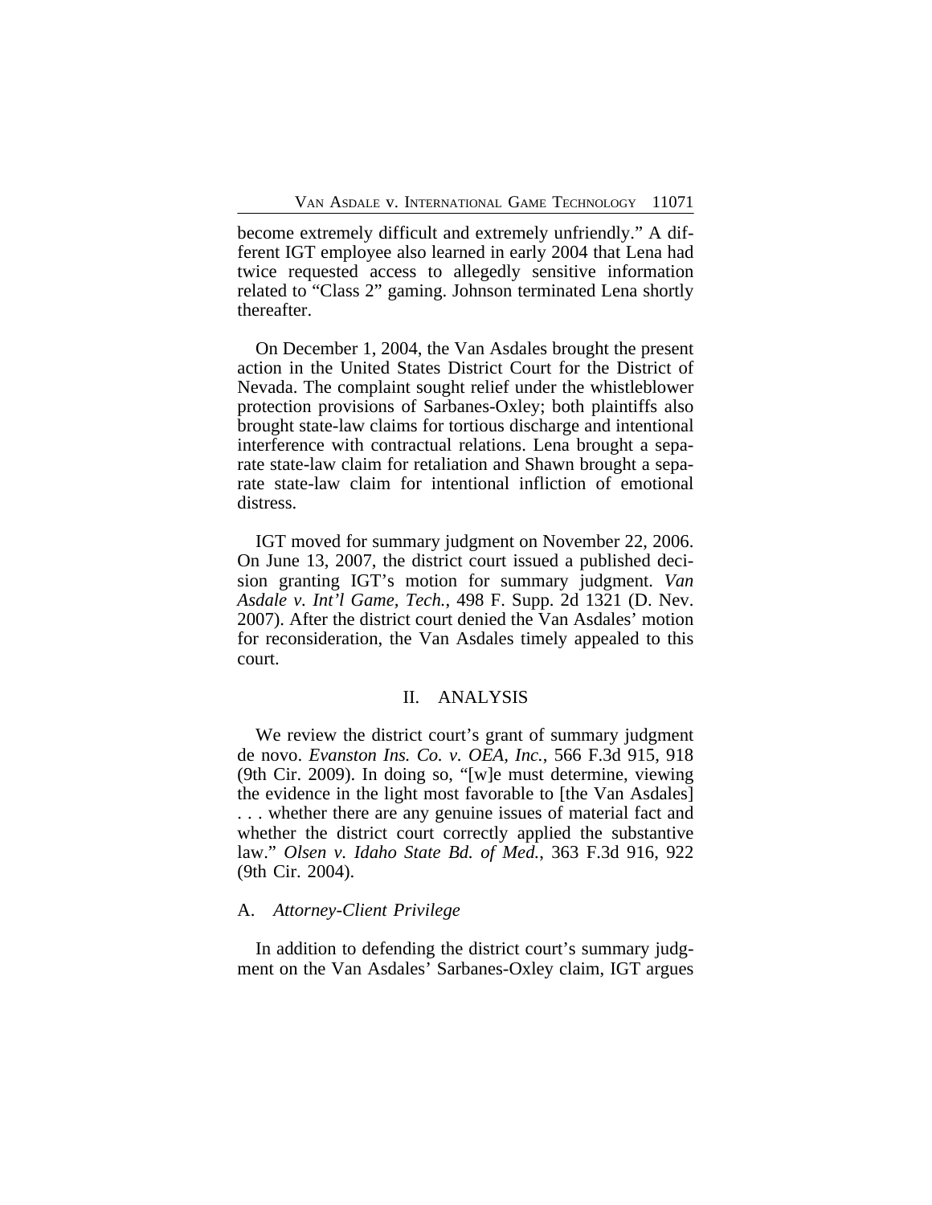become extremely difficult and extremely unfriendly." A different IGT employee also learned in early 2004 that Lena had twice requested access to allegedly sensitive information related to "Class 2" gaming. Johnson terminated Lena shortly thereafter.

On December 1, 2004, the Van Asdales brought the present action in the United States District Court for the District of Nevada. The complaint sought relief under the whistleblower protection provisions of Sarbanes-Oxley; both plaintiffs also brought state-law claims for tortious discharge and intentional interference with contractual relations. Lena brought a separate state-law claim for retaliation and Shawn brought a separate state-law claim for intentional infliction of emotional distress.

IGT moved for summary judgment on November 22, 2006. On June 13, 2007, the district court issued a published decision granting IGT's motion for summary judgment. *Van Asdale v. Int'l Game, Tech.*, 498 F. Supp. 2d 1321 (D. Nev. 2007). After the district court denied the Van Asdales' motion for reconsideration, the Van Asdales timely appealed to this court.

## II. ANALYSIS

We review the district court's grant of summary judgment de novo. *Evanston Ins. Co. v. OEA, Inc.*, 566 F.3d 915, 918 (9th Cir. 2009). In doing so, "[w]e must determine, viewing the evidence in the light most favorable to [the Van Asdales] . . . whether there are any genuine issues of material fact and whether the district court correctly applied the substantive law." *Olsen v. Idaho State Bd. of Med.*, 363 F.3d 916, 922 (9th Cir. 2004).

### A. *Attorney-Client Privilege*

In addition to defending the district court's summary judgment on the Van Asdales' Sarbanes-Oxley claim, IGT argues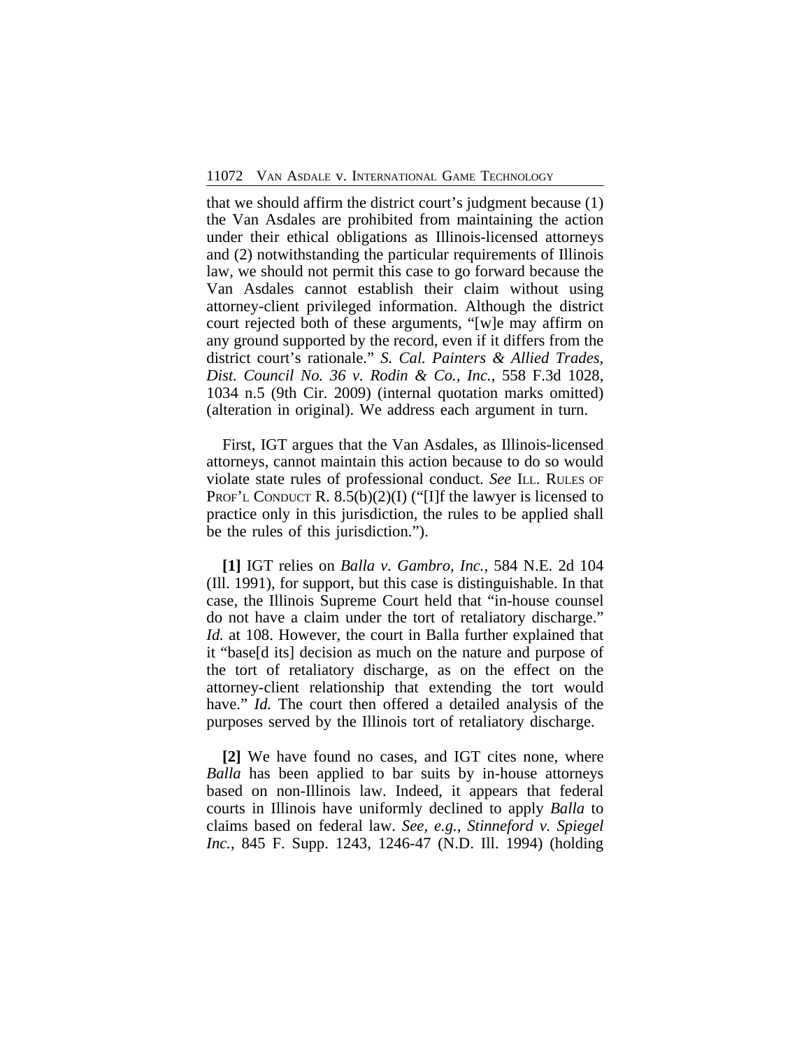that we should affirm the district court's judgment because (1) the Van Asdales are prohibited from maintaining the action under their ethical obligations as Illinois-licensed attorneys and (2) notwithstanding the particular requirements of Illinois law, we should not permit this case to go forward because the Van Asdales cannot establish their claim without using attorney-client privileged information. Although the district court rejected both of these arguments, "[w]e may affirm on any ground supported by the record, even if it differs from the district court's rationale." *S. Cal. Painters & Allied Trades, Dist. Council No. 36 v. Rodin & Co., Inc.*, 558 F.3d 1028, 1034 n.5 (9th Cir. 2009) (internal quotation marks omitted) (alteration in original). We address each argument in turn.

First, IGT argues that the Van Asdales, as Illinois-licensed attorneys, cannot maintain this action because to do so would violate state rules of professional conduct. *See* ILL. RULES OF PROF'L CONDUCT R. 8.5(b)(2)(I) ("[I]f the lawyer is licensed to practice only in this jurisdiction, the rules to be applied shall be the rules of this jurisdiction.").

**[1]** IGT relies on *Balla v. Gambro, Inc.*, 584 N.E. 2d 104 (Ill. 1991), for support, but this case is distinguishable. In that case, the Illinois Supreme Court held that "in-house counsel do not have a claim under the tort of retaliatory discharge." *Id.* at 108. However, the court in Balla further explained that it "base[d its] decision as much on the nature and purpose of the tort of retaliatory discharge, as on the effect on the attorney-client relationship that extending the tort would have." *Id.* The court then offered a detailed analysis of the purposes served by the Illinois tort of retaliatory discharge.

**[2]** We have found no cases, and IGT cites none, where *Balla* has been applied to bar suits by in-house attorneys based on non-Illinois law. Indeed, it appears that federal courts in Illinois have uniformly declined to apply *Balla* to claims based on federal law. *See, e.g.*, *Stinneford v. Spiegel Inc.*, 845 F. Supp. 1243, 1246-47 (N.D. Ill. 1994) (holding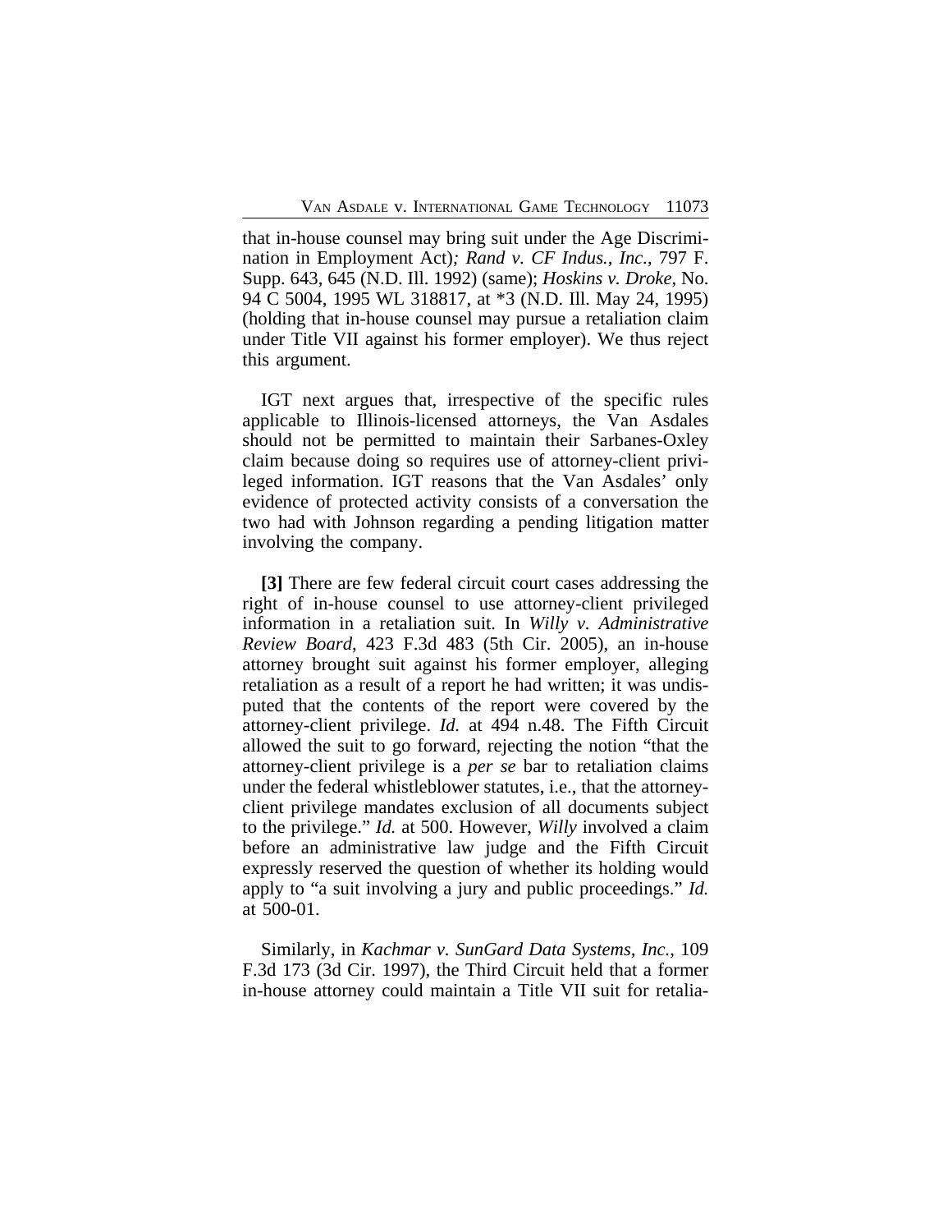that in-house counsel may bring suit under the Age Discrimination in Employment Act)*; Rand v. CF Indus., Inc.*, 797 F. Supp. 643, 645 (N.D. Ill. 1992) (same); *Hoskins v. Droke*, No. 94 C 5004, 1995 WL 318817, at *3 (N.D. Ill. May 24, 1995) (holding that in-house counsel may pursue a retaliation claim under Title VII against his former employer). We thus reject this argument.

IGT next argues that, irrespective of the specific rules applicable to Illinois-licensed attorneys, the Van Asdales should not be permitted to maintain their Sarbanes-Oxley claim because doing so requires use of attorney-client privileged information. IGT reasons that the Van Asdales' only evidence of protected activity consists of a conversation the two had with Johnson regarding a pending litigation matter involving the company.

**[3]** There are few federal circuit court cases addressing the right of in-house counsel to use attorney-client privileged information in a retaliation suit. In *Willy v. Administrative Review Board*, 423 F.3d 483 (5th Cir. 2005), an in-house attorney brought suit against his former employer, alleging retaliation as a result of a report he had written; it was undisputed that the contents of the report were covered by the attorney-client privilege. *Id.* at 494 n.48. The Fifth Circuit allowed the suit to go forward, rejecting the notion "that the attorney-client privilege is a *per se* bar to retaliation claims under the federal whistleblower statutes, i.e., that the attorney-client privilege mandates exclusion of all documents subject to the privilege." *Id.* at 500. However, *Willy* involved a claim before an administrative law judge and the Fifth Circuit expressly reserved the question of whether its holding would apply to "a suit involving a jury and public proceedings." *Id.* at 500-01.

Similarly, in *Kachmar v. SunGard Data Systems, Inc.*, 109 F.3d 173 (3d Cir. 1997), the Third Circuit held that a former in-house attorney could maintain a Title VII suit for retalia-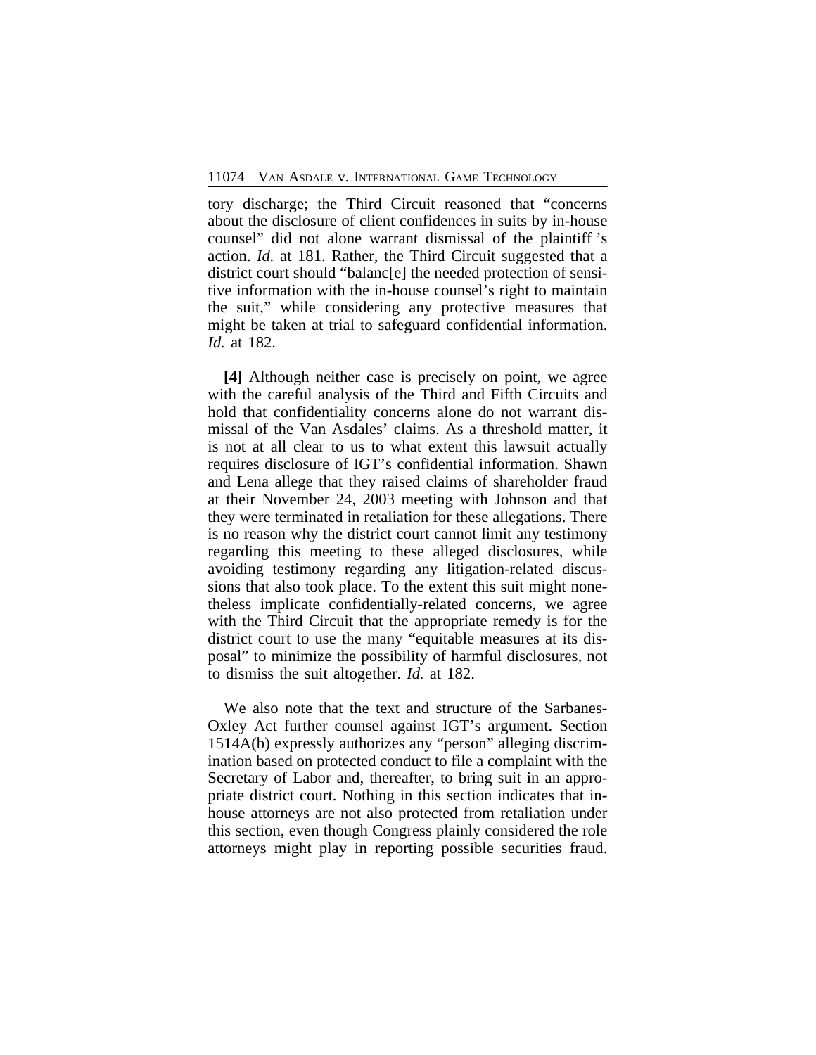tory discharge; the Third Circuit reasoned that "concerns about the disclosure of client confidences in suits by in-house counsel" did not alone warrant dismissal of the plaintiff 's action. *Id.* at 181. Rather, the Third Circuit suggested that a district court should "balanc[e] the needed protection of sensitive information with the in-house counsel's right to maintain the suit," while considering any protective measures that might be taken at trial to safeguard confidential information. *Id.* at 182.

**[4]** Although neither case is precisely on point, we agree with the careful analysis of the Third and Fifth Circuits and hold that confidentiality concerns alone do not warrant dismissal of the Van Asdales' claims. As a threshold matter, it is not at all clear to us to what extent this lawsuit actually requires disclosure of IGT's confidential information. Shawn and Lena allege that they raised claims of shareholder fraud at their November 24, 2003 meeting with Johnson and that they were terminated in retaliation for these allegations. There is no reason why the district court cannot limit any testimony regarding this meeting to these alleged disclosures, while avoiding testimony regarding any litigation-related discussions that also took place. To the extent this suit might nonetheless implicate confidentially-related concerns, we agree with the Third Circuit that the appropriate remedy is for the district court to use the many "equitable measures at its disposal" to minimize the possibility of harmful disclosures, not to dismiss the suit altogether. *Id.* at 182.

We also note that the text and structure of the Sarbanes-Oxley Act further counsel against IGT's argument. Section 1514A(b) expressly authorizes any "person" alleging discrimination based on protected conduct to file a complaint with the Secretary of Labor and, thereafter, to bring suit in an appropriate district court. Nothing in this section indicates that in-house attorneys are not also protected from retaliation under this section, even though Congress plainly considered the role attorneys might play in reporting possible securities fraud.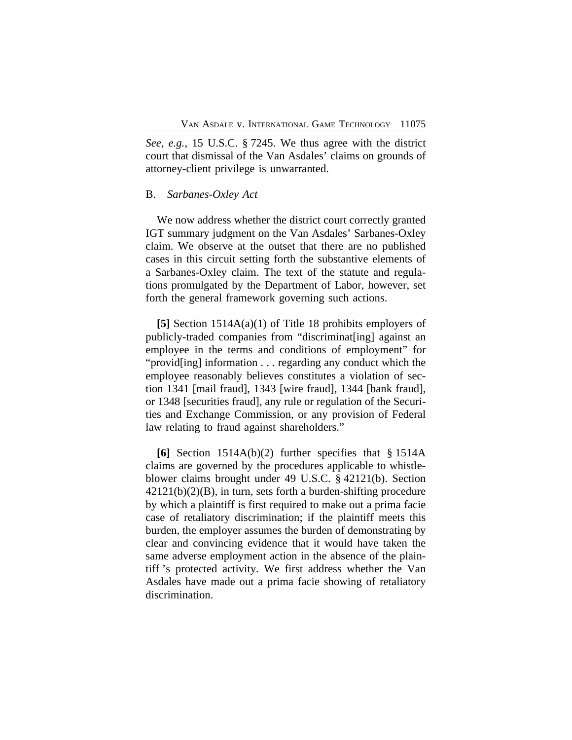*See, e.g.*, 15 U.S.C. § 7245. We thus agree with the district court that dismissal of the Van Asdales' claims on grounds of attorney-client privilege is unwarranted.

B. *Sarbanes-Oxley Act*

We now address whether the district court correctly granted IGT summary judgment on the Van Asdales' Sarbanes-Oxley claim. We observe at the outset that there are no published cases in this circuit setting forth the substantive elements of a Sarbanes-Oxley claim. The text of the statute and regulations promulgated by the Department of Labor, however, set forth the general framework governing such actions.

**[5]** Section 1514A(a)(1) of Title 18 prohibits employers of publicly-traded companies from "discriminat[ing] against an employee in the terms and conditions of employment" for "provid[ing] information . . . regarding any conduct which the employee reasonably believes constitutes a violation of section 1341 [mail fraud], 1343 [wire fraud], 1344 [bank fraud], or 1348 [securities fraud], any rule or regulation of the Securities and Exchange Commission, or any provision of Federal law relating to fraud against shareholders."

**[6]** Section 1514A(b)(2) further specifies that § 1514A claims are governed by the procedures applicable to whistleblower claims brought under 49 U.S.C. § 42121(b). Section 42121(b)(2)(B), in turn, sets forth a burden-shifting procedure by which a plaintiff is first required to make out a prima facie case of retaliatory discrimination; if the plaintiff meets this burden, the employer assumes the burden of demonstrating by clear and convincing evidence that it would have taken the same adverse employment action in the absence of the plaintiff's protected activity. We first address whether the Van Asdales have made out a prima facie showing of retaliatory discrimination.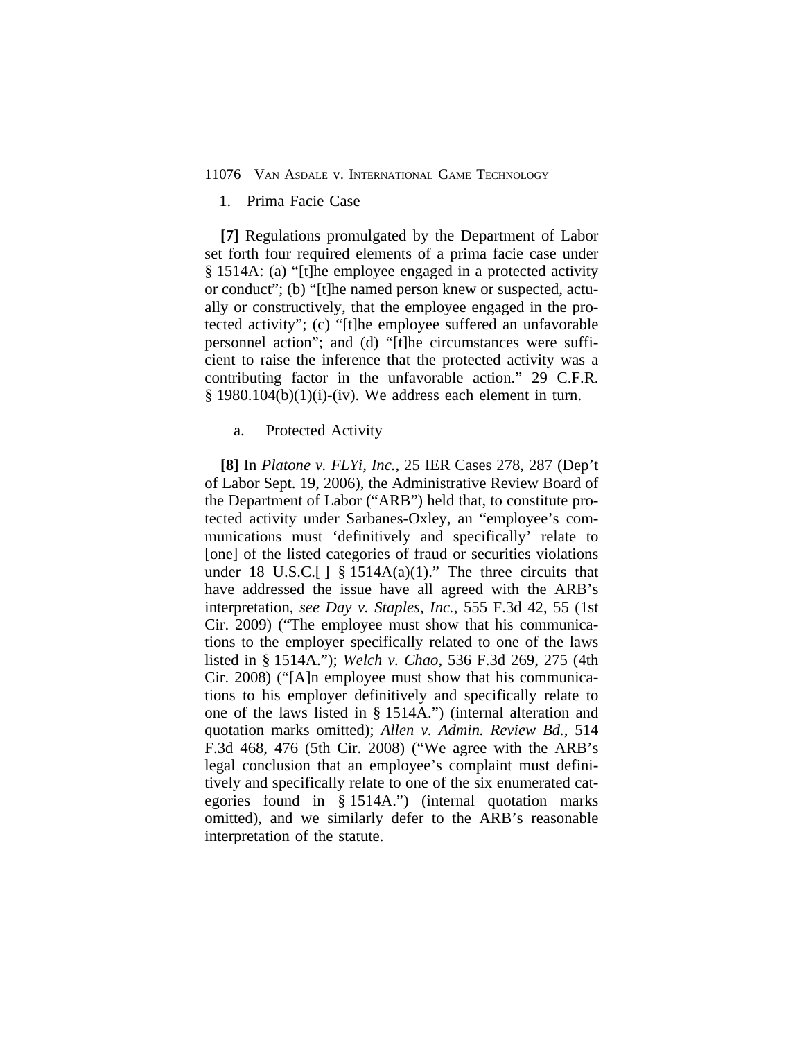### 1. Prima Facie Case

**[7]** Regulations promulgated by the Department of Labor set forth four required elements of a prima facie case under § 1514A: (a) "[t]he employee engaged in a protected activity or conduct"; (b) "[t]he named person knew or suspected, actually or constructively, that the employee engaged in the protected activity"; (c) "[t]he employee suffered an unfavorable personnel action"; and (d) "[t]he circumstances were sufficient to raise the inference that the protected activity was a contributing factor in the unfavorable action." 29 C.F.R. § 1980.104(b)(1)(i)-(iv). We address each element in turn.

#### a. Protected Activity

**[8]** In *Platone v. FLYi, Inc.*, 25 IER Cases 278, 287 (Dep't of Labor Sept. 19, 2006), the Administrative Review Board of the Department of Labor ("ARB") held that, to constitute protected activity under Sarbanes-Oxley, an "employee's communications must 'definitively and specifically' relate to [one] of the listed categories of fraud or securities violations under 18 U.S.C.[ ] § 1514A(a)(1)." The three circuits that have addressed the issue have all agreed with the ARB's interpretation, *see Day v. Staples, Inc.*, 555 F.3d 42, 55 (1st Cir. 2009) ("The employee must show that his communications to the employer specifically related to one of the laws listed in § 1514A."); *Welch v. Chao*, 536 F.3d 269, 275 (4th Cir. 2008) ("[A]n employee must show that his communications to his employer definitively and specifically relate to one of the laws listed in § 1514A.") (internal alteration and quotation marks omitted); *Allen v. Admin. Review Bd.*, 514 F.3d 468, 476 (5th Cir. 2008) ("We agree with the ARB's legal conclusion that an employee's complaint must definitively and specifically relate to one of the six enumerated categories found in § 1514A.") (internal quotation marks omitted), and we similarly defer to the ARB's reasonable interpretation of the statute.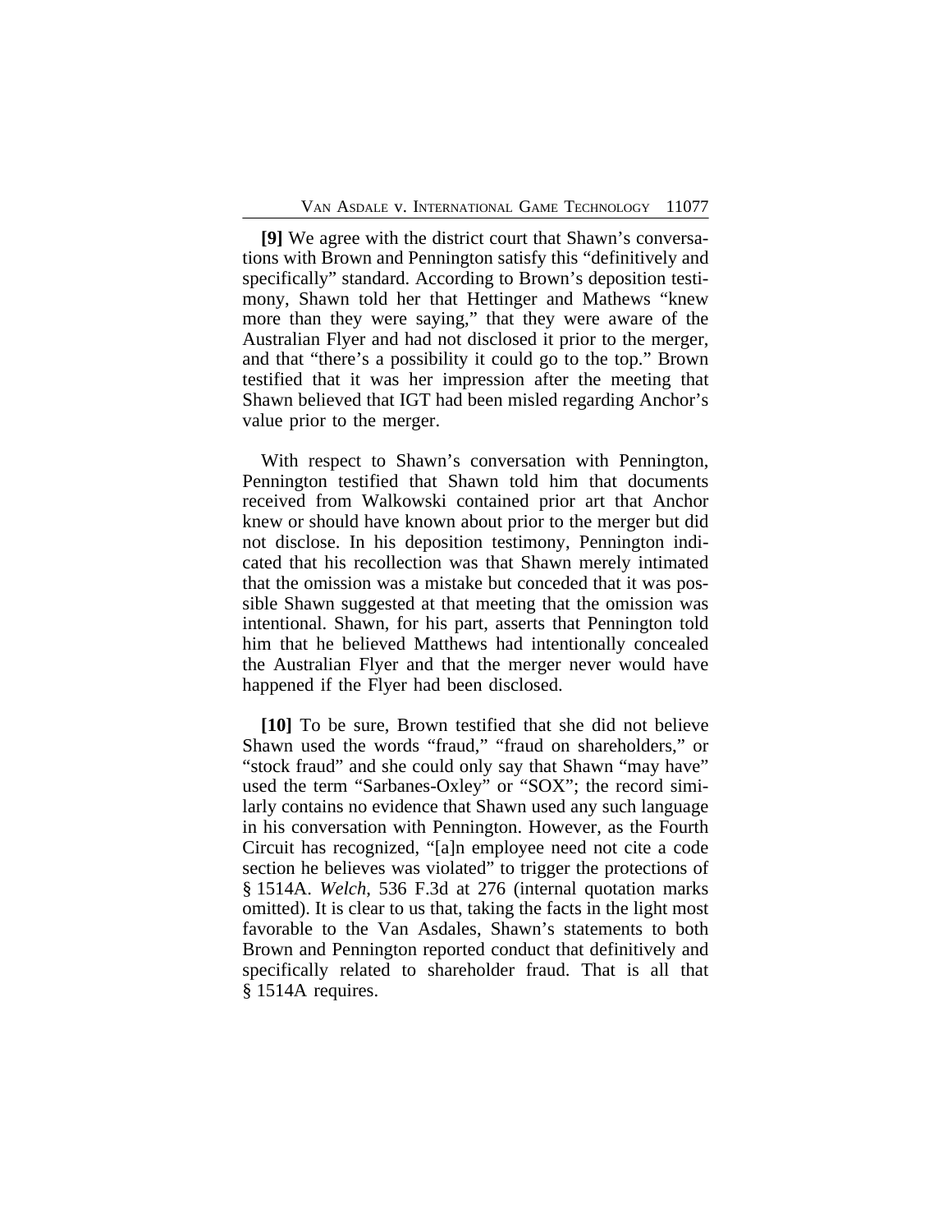**[9]** We agree with the district court that Shawn's conversations with Brown and Pennington satisfy this "definitively and specifically" standard. According to Brown's deposition testimony, Shawn told her that Hettinger and Mathews "knew more than they were saying," that they were aware of the Australian Flyer and had not disclosed it prior to the merger, and that "there's a possibility it could go to the top." Brown testified that it was her impression after the meeting that Shawn believed that IGT had been misled regarding Anchor's value prior to the merger.

With respect to Shawn's conversation with Pennington, Pennington testified that Shawn told him that documents received from Walkowski contained prior art that Anchor knew or should have known about prior to the merger but did not disclose. In his deposition testimony, Pennington indicated that his recollection was that Shawn merely intimated that the omission was a mistake but conceded that it was possible Shawn suggested at that meeting that the omission was intentional. Shawn, for his part, asserts that Pennington told him that he believed Matthews had intentionally concealed the Australian Flyer and that the merger never would have happened if the Flyer had been disclosed.

**[10]** To be sure, Brown testified that she did not believe Shawn used the words "fraud," "fraud on shareholders," or "stock fraud" and she could only say that Shawn "may have" used the term "Sarbanes-Oxley" or "SOX"; the record similarly contains no evidence that Shawn used any such language in his conversation with Pennington. However, as the Fourth Circuit has recognized, "[a]n employee need not cite a code section he believes was violated" to trigger the protections of § 1514A. *Welch*, 536 F.3d at 276 (internal quotation marks omitted). It is clear to us that, taking the facts in the light most favorable to the Van Asdales, Shawn's statements to both Brown and Pennington reported conduct that definitively and specifically related to shareholder fraud. That is all that § 1514A requires.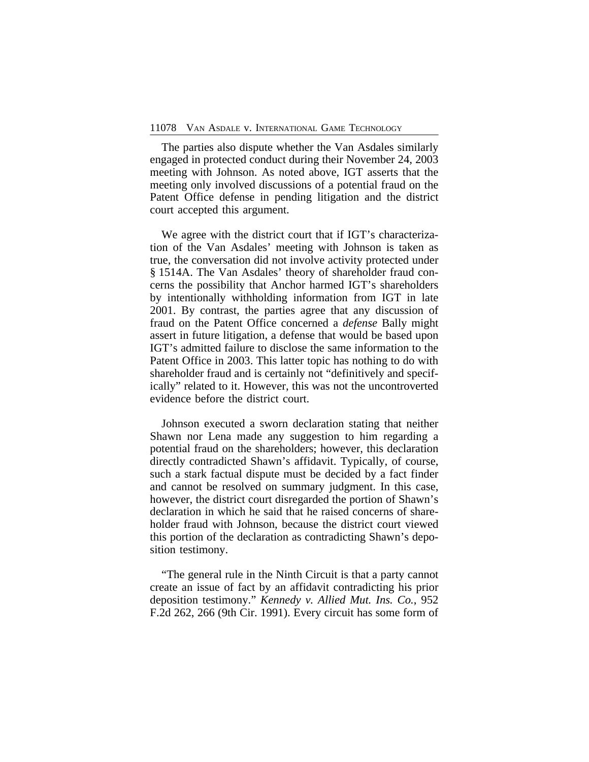The parties also dispute whether the Van Asdales similarly engaged in protected conduct during their November 24, 2003 meeting with Johnson. As noted above, IGT asserts that the meeting only involved discussions of a potential fraud on the Patent Office defense in pending litigation and the district court accepted this argument.

We agree with the district court that if IGT's characterization of the Van Asdales' meeting with Johnson is taken as true, the conversation did not involve activity protected under § 1514A. The Van Asdales' theory of shareholder fraud concerns the possibility that Anchor harmed IGT's shareholders by intentionally withholding information from IGT in late 2001. By contrast, the parties agree that any discussion of fraud on the Patent Office concerned a *defense* Bally might assert in future litigation, a defense that would be based upon IGT's admitted failure to disclose the same information to the Patent Office in 2003. This latter topic has nothing to do with shareholder fraud and is certainly not "definitively and specifically" related to it. However, this was not the uncontroverted evidence before the district court.

Johnson executed a sworn declaration stating that neither Shawn nor Lena made any suggestion to him regarding a potential fraud on the shareholders; however, this declaration directly contradicted Shawn's affidavit. Typically, of course, such a stark factual dispute must be decided by a fact finder and cannot be resolved on summary judgment. In this case, however, the district court disregarded the portion of Shawn's declaration in which he said that he raised concerns of shareholder fraud with Johnson, because the district court viewed this portion of the declaration as contradicting Shawn's deposition testimony.

"The general rule in the Ninth Circuit is that a party cannot create an issue of fact by an affidavit contradicting his prior deposition testimony." *Kennedy v. Allied Mut. Ins. Co.*, 952 F.2d 262, 266 (9th Cir. 1991). Every circuit has some form of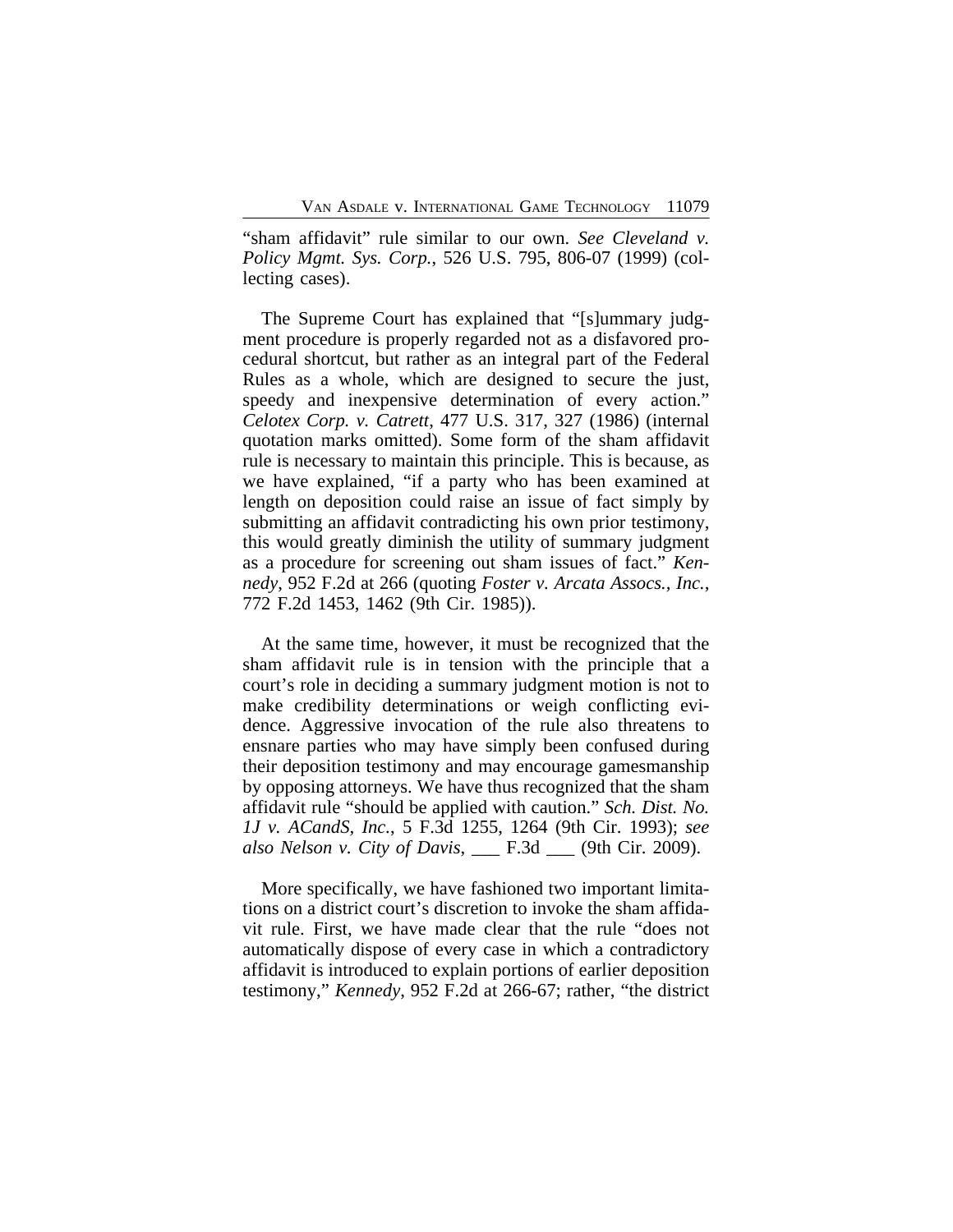"sham affidavit" rule similar to our own. *See Cleveland v. Policy Mgmt. Sys. Corp.*, 526 U.S. 795, 806-07 (1999) (collecting cases).

The Supreme Court has explained that "[s]ummary judgment procedure is properly regarded not as a disfavored procedural shortcut, but rather as an integral part of the Federal Rules as a whole, which are designed to secure the just, speedy and inexpensive determination of every action." *Celotex Corp. v. Catrett*, 477 U.S. 317, 327 (1986) (internal quotation marks omitted). Some form of the sham affidavit rule is necessary to maintain this principle. This is because, as we have explained, "if a party who has been examined at length on deposition could raise an issue of fact simply by submitting an affidavit contradicting his own prior testimony, this would greatly diminish the utility of summary judgment as a procedure for screening out sham issues of fact." *Kennedy*, 952 F.2d at 266 (quoting *Foster v. Arcata Assocs., Inc.*, 772 F.2d 1453, 1462 (9th Cir. 1985)).

At the same time, however, it must be recognized that the sham affidavit rule is in tension with the principle that a court's role in deciding a summary judgment motion is not to make credibility determinations or weigh conflicting evidence. Aggressive invocation of the rule also threatens to ensnare parties who may have simply been confused during their deposition testimony and may encourage gamesmanship by opposing attorneys. We have thus recognized that the sham affidavit rule "should be applied with caution." *Sch. Dist. No. 1J v. ACandS, Inc.*, 5 F.3d 1255, 1264 (9th Cir. 1993); *see also Nelson v. City of Davis*, ___ F.3d ___ (9th Cir. 2009).

More specifically, we have fashioned two important limitations on a district court's discretion to invoke the sham affidavit rule. First, we have made clear that the rule "does not automatically dispose of every case in which a contradictory affidavit is introduced to explain portions of earlier deposition testimony," *Kennedy*, 952 F.2d at 266-67; rather, "the district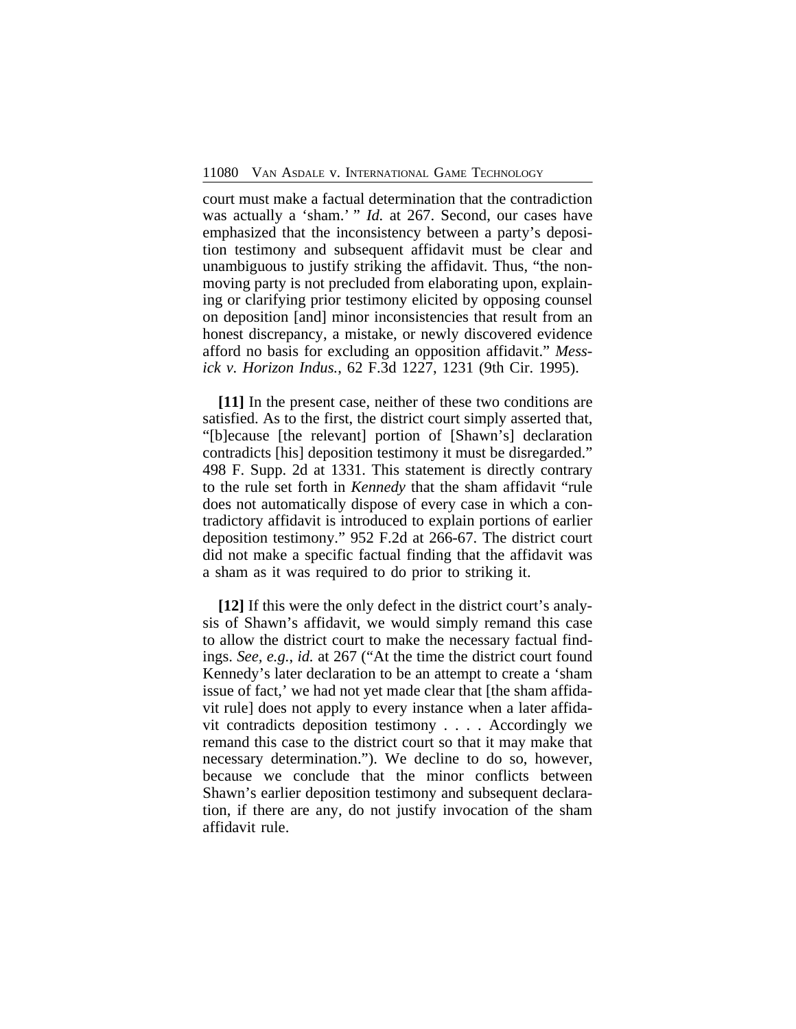court must make a factual determination that the contradiction was actually a 'sham.' " *Id.* at 267. Second, our cases have emphasized that the inconsistency between a party's deposition testimony and subsequent affidavit must be clear and unambiguous to justify striking the affidavit. Thus, "the non-moving party is not precluded from elaborating upon, explaining or clarifying prior testimony elicited by opposing counsel on deposition [and] minor inconsistencies that result from an honest discrepancy, a mistake, or newly discovered evidence afford no basis for excluding an opposition affidavit." *Messick v. Horizon Indus.*, 62 F.3d 1227, 1231 (9th Cir. 1995).

**[11]** In the present case, neither of these two conditions are satisfied. As to the first, the district court simply asserted that, "[b]ecause [the relevant] portion of [Shawn's] declaration contradicts [his] deposition testimony it must be disregarded." 498 F. Supp. 2d at 1331. This statement is directly contrary to the rule set forth in *Kennedy* that the sham affidavit "rule does not automatically dispose of every case in which a contradictory affidavit is introduced to explain portions of earlier deposition testimony." 952 F.2d at 266-67. The district court did not make a specific factual finding that the affidavit was a sham as it was required to do prior to striking it.

**[12]** If this were the only defect in the district court's analysis of Shawn's affidavit, we would simply remand this case to allow the district court to make the necessary factual findings. *See, e.g.*, *id.* at 267 ("At the time the district court found Kennedy's later declaration to be an attempt to create a 'sham issue of fact,' we had not yet made clear that [the sham affidavit rule] does not apply to every instance when a later affidavit contradicts deposition testimony . . . . Accordingly we remand this case to the district court so that it may make that necessary determination."). We decline to do so, however, because we conclude that the minor conflicts between Shawn's earlier deposition testimony and subsequent declaration, if there are any, do not justify invocation of the sham affidavit rule.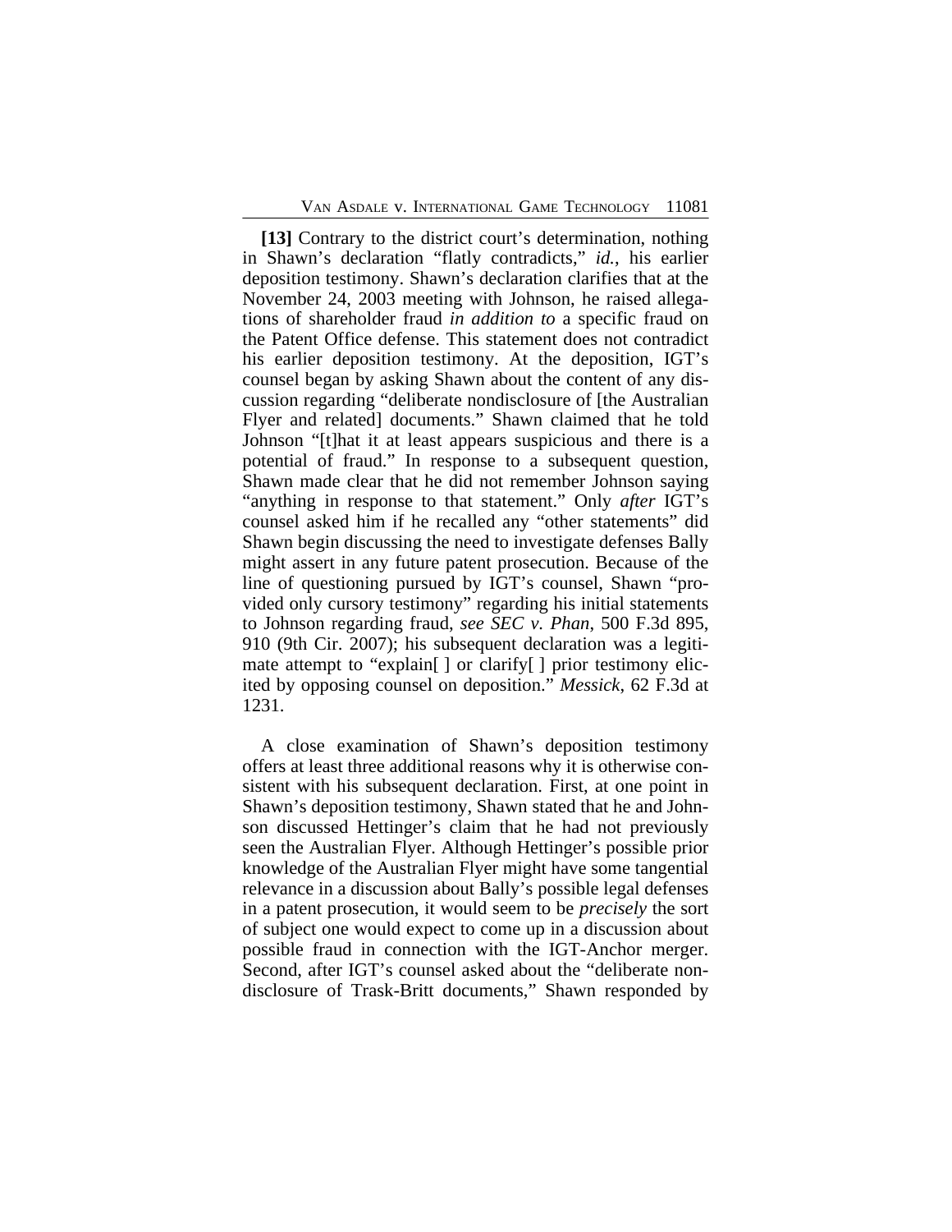**[13]** Contrary to the district court's determination, nothing in Shawn's declaration "flatly contradicts," *id.*, his earlier deposition testimony. Shawn's declaration clarifies that at the November 24, 2003 meeting with Johnson, he raised allegations of shareholder fraud *in addition to* a specific fraud on the Patent Office defense. This statement does not contradict his earlier deposition testimony. At the deposition, IGT's counsel began by asking Shawn about the content of any discussion regarding "deliberate nondisclosure of [the Australian Flyer and related] documents." Shawn claimed that he told Johnson "[t]hat it at least appears suspicious and there is a potential of fraud." In response to a subsequent question, Shawn made clear that he did not remember Johnson saying "anything in response to that statement." Only *after* IGT's counsel asked him if he recalled any "other statements" did Shawn begin discussing the need to investigate defenses Bally might assert in any future patent prosecution. Because of the line of questioning pursued by IGT's counsel, Shawn "provided only cursory testimony" regarding his initial statements to Johnson regarding fraud, *see SEC v. Phan*, 500 F.3d 895, 910 (9th Cir. 2007); his subsequent declaration was a legitimate attempt to "explain[ ] or clarify[ ] prior testimony elicited by opposing counsel on deposition." *Messick*, 62 F.3d at 1231.

A close examination of Shawn's deposition testimony offers at least three additional reasons why it is otherwise consistent with his subsequent declaration. First, at one point in Shawn's deposition testimony, Shawn stated that he and Johnson discussed Hettinger's claim that he had not previously seen the Australian Flyer. Although Hettinger's possible prior knowledge of the Australian Flyer might have some tangential relevance in a discussion about Bally's possible legal defenses in a patent prosecution, it would seem to be *precisely* the sort of subject one would expect to come up in a discussion about possible fraud in connection with the IGT-Anchor merger. Second, after IGT's counsel asked about the "deliberate nondisclosure of Trask-Britt documents," Shawn responded by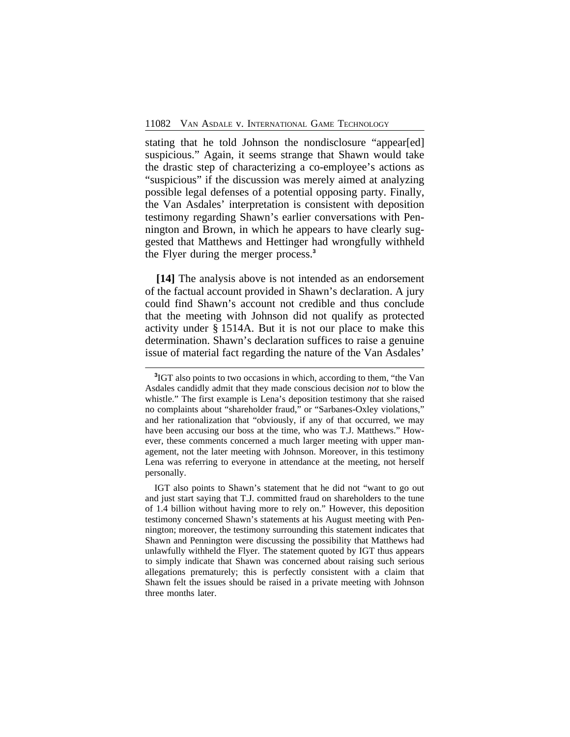stating that he told Johnson the nondisclosure "appear[ed] suspicious." Again, it seems strange that Shawn would take the drastic step of characterizing a co-employee's actions as "suspicious" if the discussion was merely aimed at analyzing possible legal defenses of a potential opposing party. Finally, the Van Asdales' interpretation is consistent with deposition testimony regarding Shawn's earlier conversations with Pennington and Brown, in which he appears to have clearly suggested that Matthews and Hettinger had wrongfully withheld the Flyer during the merger process.[3]

**[14]** The analysis above is not intended as an endorsement of the factual account provided in Shawn's declaration. A jury could find Shawn's account not credible and thus conclude that the meeting with Johnson did not qualify as protected activity under § 1514A. But it is not our place to make this determination. Shawn's declaration suffices to raise a genuine issue of material fact regarding the nature of the Van Asdales'

---

[3]IGT also points to two occasions in which, according to them, "the Van Asdales candidly admit that they made conscious decision *not* to blow the whistle." The first example is Lena's deposition testimony that she raised no complaints about "shareholder fraud," or "Sarbanes-Oxley violations," and her rationalization that "obviously, if any of that occurred, we may have been accusing our boss at the time, who was T.J. Matthews." However, these comments concerned a much larger meeting with upper management, not the later meeting with Johnson. Moreover, in this testimony Lena was referring to everyone in attendance at the meeting, not herself personally.

IGT also points to Shawn's statement that he did not "want to go out and just start saying that T.J. committed fraud on shareholders to the tune of 1.4 billion without having more to rely on." However, this deposition testimony concerned Shawn's statements at his August meeting with Pennington; moreover, the testimony surrounding this statement indicates that Shawn and Pennington were discussing the possibility that Matthews had unlawfully withheld the Flyer. The statement quoted by IGT thus appears to simply indicate that Shawn was concerned about raising such serious allegations prematurely; this is perfectly consistent with a claim that Shawn felt the issues should be raised in a private meeting with Johnson three months later.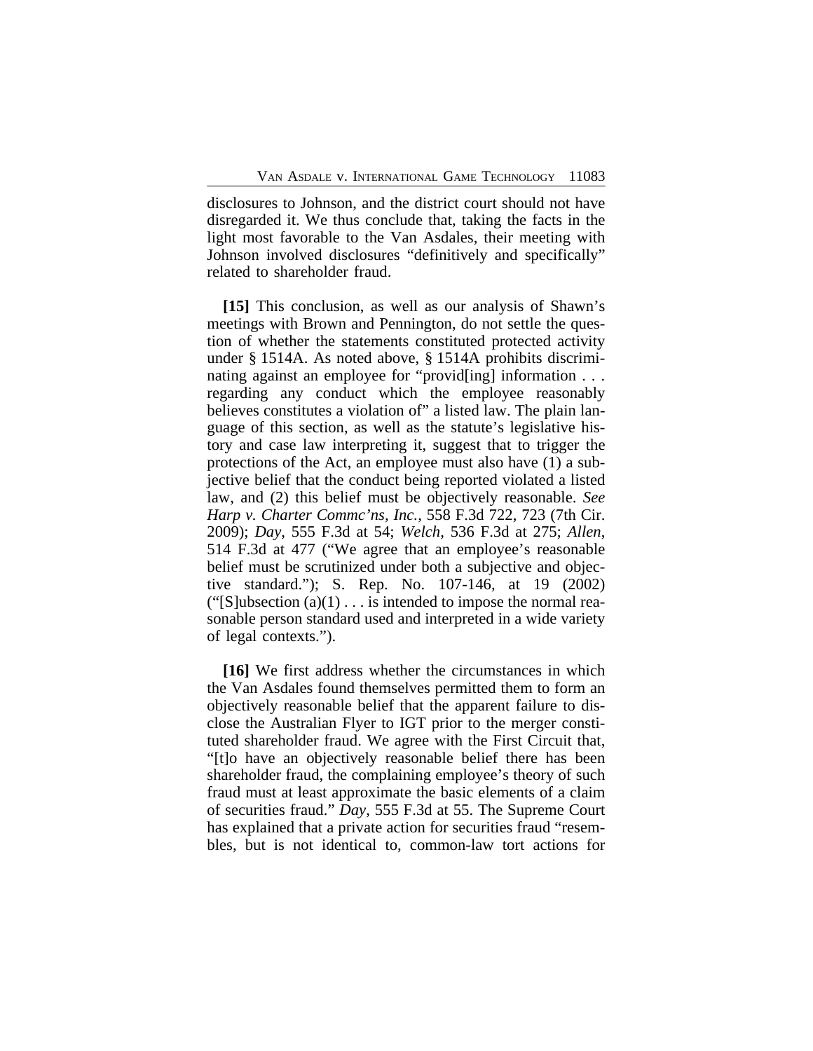disclosures to Johnson, and the district court should not have disregarded it. We thus conclude that, taking the facts in the light most favorable to the Van Asdales, their meeting with Johnson involved disclosures "definitively and specifically" related to shareholder fraud.

**[15]** This conclusion, as well as our analysis of Shawn's meetings with Brown and Pennington, do not settle the question of whether the statements constituted protected activity under § 1514A. As noted above, § 1514A prohibits discriminating against an employee for "provid[ing] information . . . regarding any conduct which the employee reasonably believes constitutes a violation of" a listed law. The plain language of this section, as well as the statute's legislative history and case law interpreting it, suggest that to trigger the protections of the Act, an employee must also have (1) a subjective belief that the conduct being reported violated a listed law, and (2) this belief must be objectively reasonable. *See Harp v. Charter Commc'ns, Inc.*, 558 F.3d 722, 723 (7th Cir. 2009); *Day*, 555 F.3d at 54; *Welch*, 536 F.3d at 275; *Allen*, 514 F.3d at 477 ("We agree that an employee's reasonable belief must be scrutinized under both a subjective and objective standard."); S. Rep. No. 107-146, at 19 (2002) ("[S]ubsection (a)(1) . . . is intended to impose the normal reasonable person standard used and interpreted in a wide variety of legal contexts.").

**[16]** We first address whether the circumstances in which the Van Asdales found themselves permitted them to form an objectively reasonable belief that the apparent failure to disclose the Australian Flyer to IGT prior to the merger constituted shareholder fraud. We agree with the First Circuit that, "[t]o have an objectively reasonable belief there has been shareholder fraud, the complaining employee's theory of such fraud must at least approximate the basic elements of a claim of securities fraud." *Day*, 555 F.3d at 55. The Supreme Court has explained that a private action for securities fraud "resembles, but is not identical to, common-law tort actions for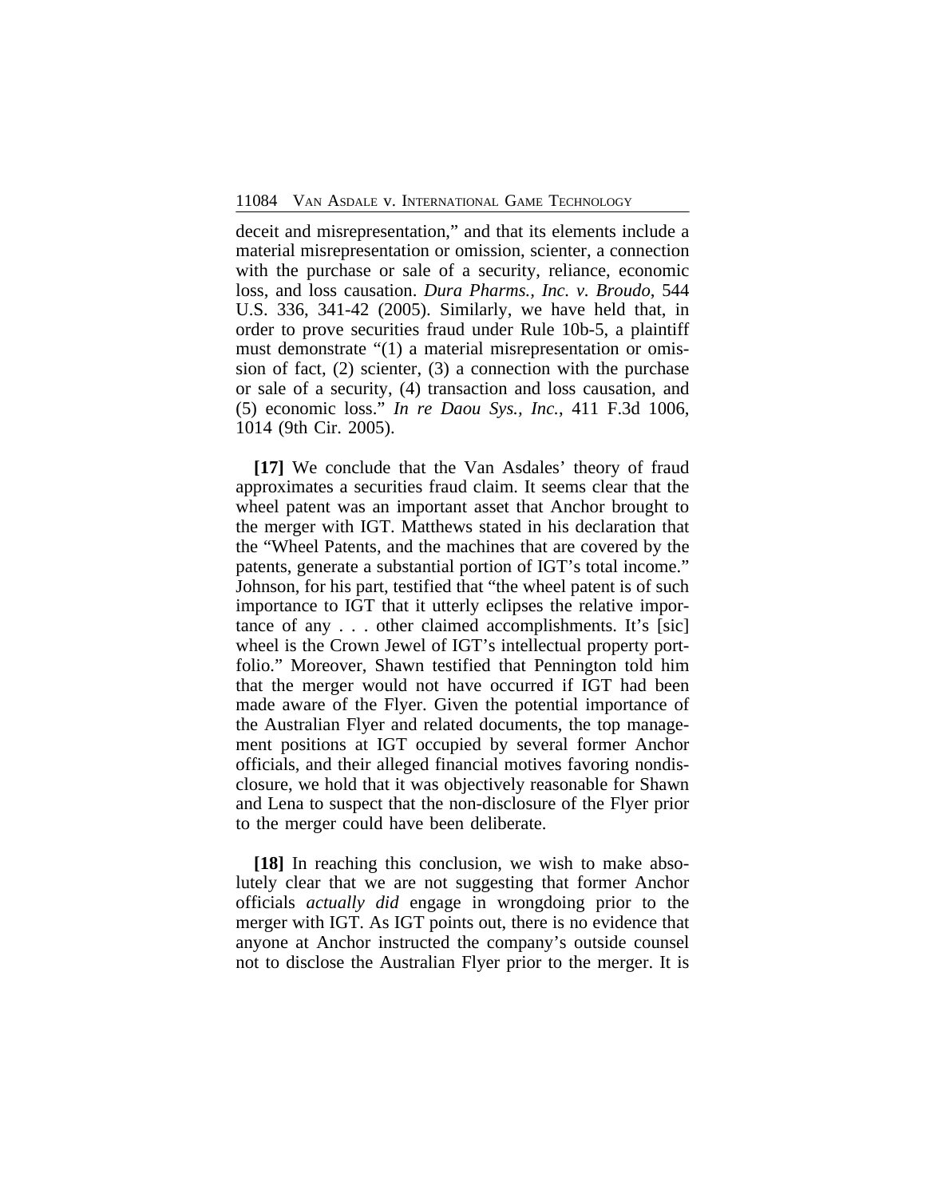deceit and misrepresentation," and that its elements include a material misrepresentation or omission, scienter, a connection with the purchase or sale of a security, reliance, economic loss, and loss causation. *Dura Pharms., Inc. v. Broudo*, 544 U.S. 336, 341-42 (2005). Similarly, we have held that, in order to prove securities fraud under Rule 10b-5, a plaintiff must demonstrate "(1) a material misrepresentation or omission of fact, (2) scienter, (3) a connection with the purchase or sale of a security, (4) transaction and loss causation, and (5) economic loss." *In re Daou Sys., Inc.*, 411 F.3d 1006, 1014 (9th Cir. 2005).

**[17]** We conclude that the Van Asdales' theory of fraud approximates a securities fraud claim. It seems clear that the wheel patent was an important asset that Anchor brought to the merger with IGT. Matthews stated in his declaration that the "Wheel Patents, and the machines that are covered by the patents, generate a substantial portion of IGT's total income." Johnson, for his part, testified that "the wheel patent is of such importance to IGT that it utterly eclipses the relative importance of any . . . other claimed accomplishments. It's [sic] wheel is the Crown Jewel of IGT's intellectual property portfolio." Moreover, Shawn testified that Pennington told him that the merger would not have occurred if IGT had been made aware of the Flyer. Given the potential importance of the Australian Flyer and related documents, the top management positions at IGT occupied by several former Anchor officials, and their alleged financial motives favoring nondisclosure, we hold that it was objectively reasonable for Shawn and Lena to suspect that the non-disclosure of the Flyer prior to the merger could have been deliberate.

**[18]** In reaching this conclusion, we wish to make absolutely clear that we are not suggesting that former Anchor officials *actually did* engage in wrongdoing prior to the merger with IGT. As IGT points out, there is no evidence that anyone at Anchor instructed the company's outside counsel not to disclose the Australian Flyer prior to the merger. It is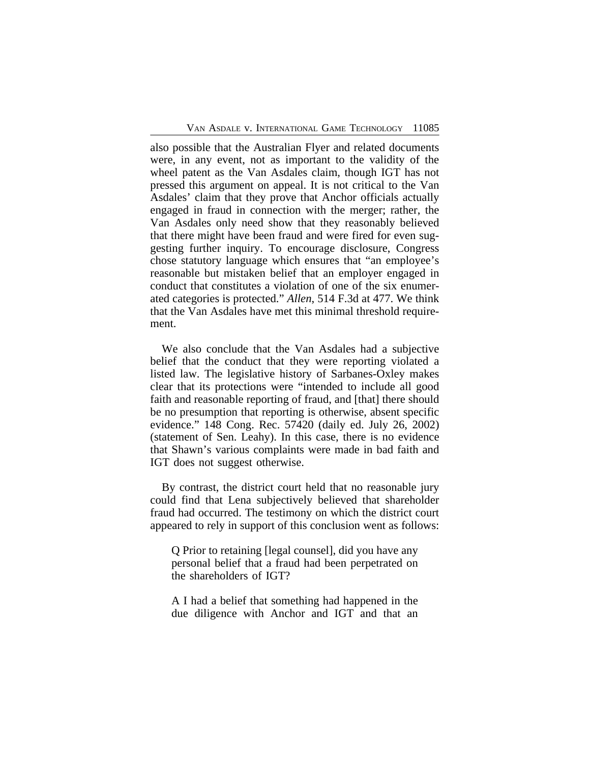also possible that the Australian Flyer and related documents were, in any event, not as important to the validity of the wheel patent as the Van Asdales claim, though IGT has not pressed this argument on appeal. It is not critical to the Van Asdales' claim that they prove that Anchor officials actually engaged in fraud in connection with the merger; rather, the Van Asdales only need show that they reasonably believed that there might have been fraud and were fired for even suggesting further inquiry. To encourage disclosure, Congress chose statutory language which ensures that "an employee's reasonable but mistaken belief that an employer engaged in conduct that constitutes a violation of one of the six enumerated categories is protected." *Allen*, 514 F.3d at 477. We think that the Van Asdales have met this minimal threshold requirement.

We also conclude that the Van Asdales had a subjective belief that the conduct that they were reporting violated a listed law. The legislative history of Sarbanes-Oxley makes clear that its protections were "intended to include all good faith and reasonable reporting of fraud, and [that] there should be no presumption that reporting is otherwise, absent specific evidence." 148 Cong. Rec. 57420 (daily ed. July 26, 2002) (statement of Sen. Leahy). In this case, there is no evidence that Shawn's various complaints were made in bad faith and IGT does not suggest otherwise.

By contrast, the district court held that no reasonable jury could find that Lena subjectively believed that shareholder fraud had occurred. The testimony on which the district court appeared to rely in support of this conclusion went as follows:

> Q Prior to retaining [legal counsel], did you have any personal belief that a fraud had been perpetrated on the shareholders of IGT?
>
> A I had a belief that something had happened in the due diligence with Anchor and IGT and that an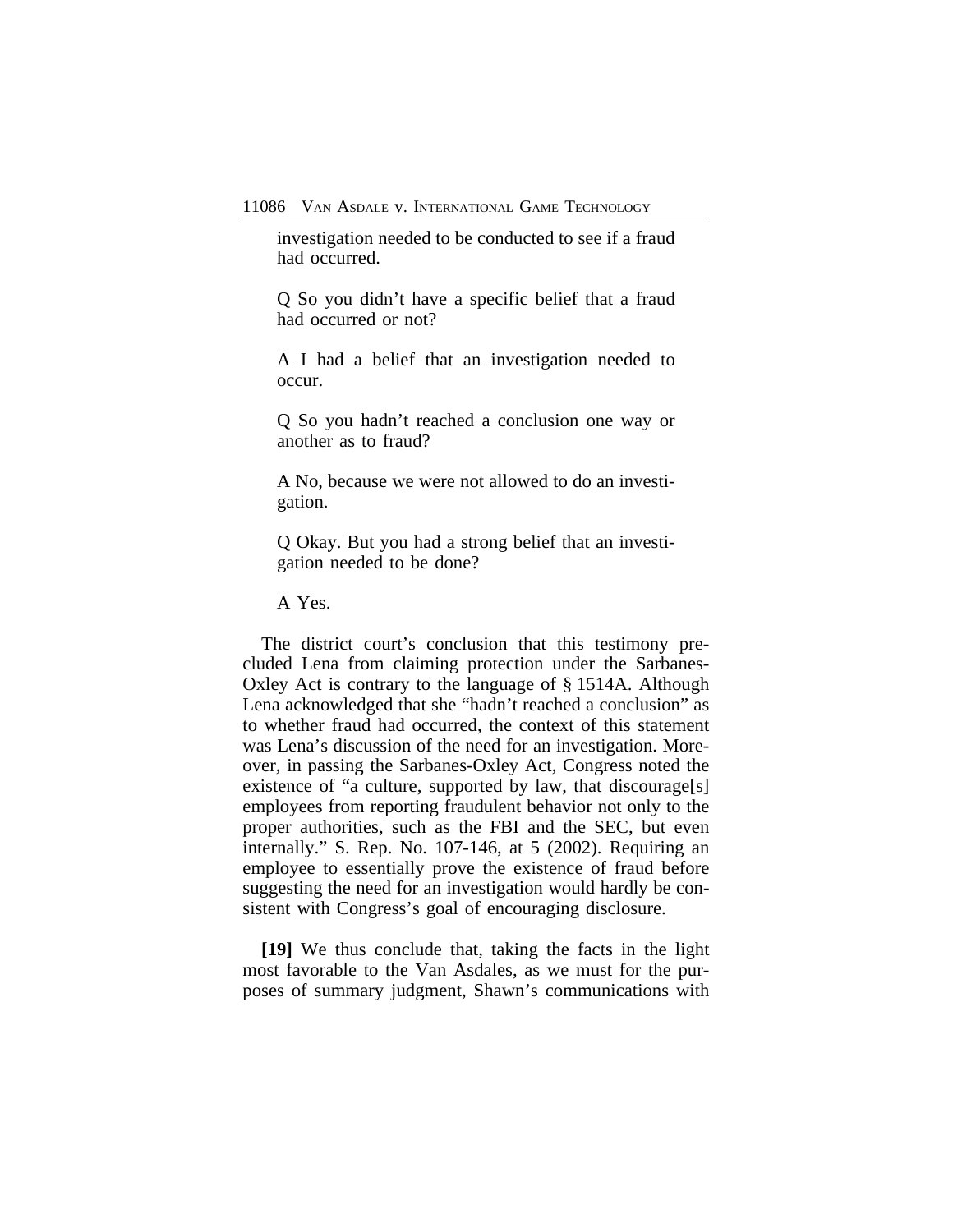investigation needed to be conducted to see if a fraud had occurred.

Q So you didn't have a specific belief that a fraud had occurred or not?

A I had a belief that an investigation needed to occur.

Q So you hadn't reached a conclusion one way or another as to fraud?

A No, because we were not allowed to do an investigation.

Q Okay. But you had a strong belief that an investigation needed to be done?

A Yes.

The district court's conclusion that this testimony precluded Lena from claiming protection under the Sarbanes-Oxley Act is contrary to the language of § 1514A. Although Lena acknowledged that she "hadn't reached a conclusion" as to whether fraud had occurred, the context of this statement was Lena's discussion of the need for an investigation. Moreover, in passing the Sarbanes-Oxley Act, Congress noted the existence of "a culture, supported by law, that discourage[s] employees from reporting fraudulent behavior not only to the proper authorities, such as the FBI and the SEC, but even internally." S. Rep. No. 107-146, at 5 (2002). Requiring an employee to essentially prove the existence of fraud before suggesting the need for an investigation would hardly be consistent with Congress's goal of encouraging disclosure.

**[19]** We thus conclude that, taking the facts in the light most favorable to the Van Asdales, as we must for the purposes of summary judgment, Shawn's communications with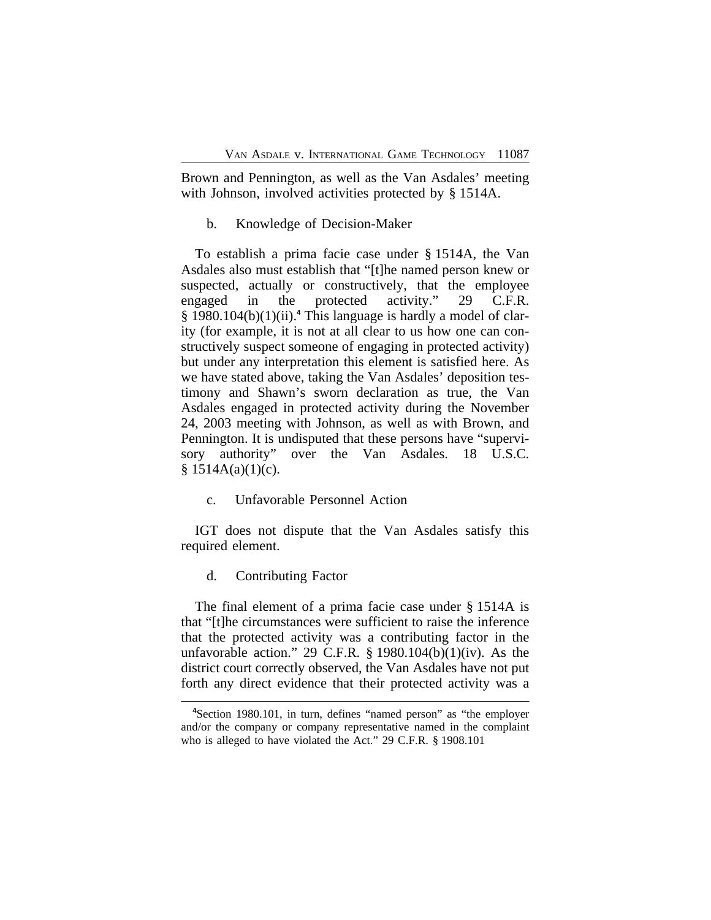Brown and Pennington, as well as the Van Asdales' meeting with Johnson, involved activities protected by § 1514A.

b. Knowledge of Decision-Maker

To establish a prima facie case under § 1514A, the Van Asdales also must establish that "[t]he named person knew or suspected, actually or constructively, that the employee engaged in the protected activity." 29 C.F.R. § 1980.104(b)(1)(ii).[4] This language is hardly a model of clarity (for example, it is not at all clear to us how one can constructively suspect someone of engaging in protected activity) but under any interpretation this element is satisfied here. As we have stated above, taking the Van Asdales' deposition testimony and Shawn's sworn declaration as true, the Van Asdales engaged in protected activity during the November 24, 2003 meeting with Johnson, as well as with Brown, and Pennington. It is undisputed that these persons have "supervisory authority" over the Van Asdales. 18 U.S.C. § 1514A(a)(1)(c).

c. Unfavorable Personnel Action

IGT does not dispute that the Van Asdales satisfy this required element.

d. Contributing Factor

The final element of a prima facie case under § 1514A is that "[t]he circumstances were sufficient to raise the inference that the protected activity was a contributing factor in the unfavorable action." 29 C.F.R. § 1980.104(b)(1)(iv). As the district court correctly observed, the Van Asdales have not put forth any direct evidence that their protected activity was a

[4]Section 1980.101, in turn, defines "named person" as "the employer and/or the company or company representative named in the complaint who is alleged to have violated the Act." 29 C.F.R. § 1908.101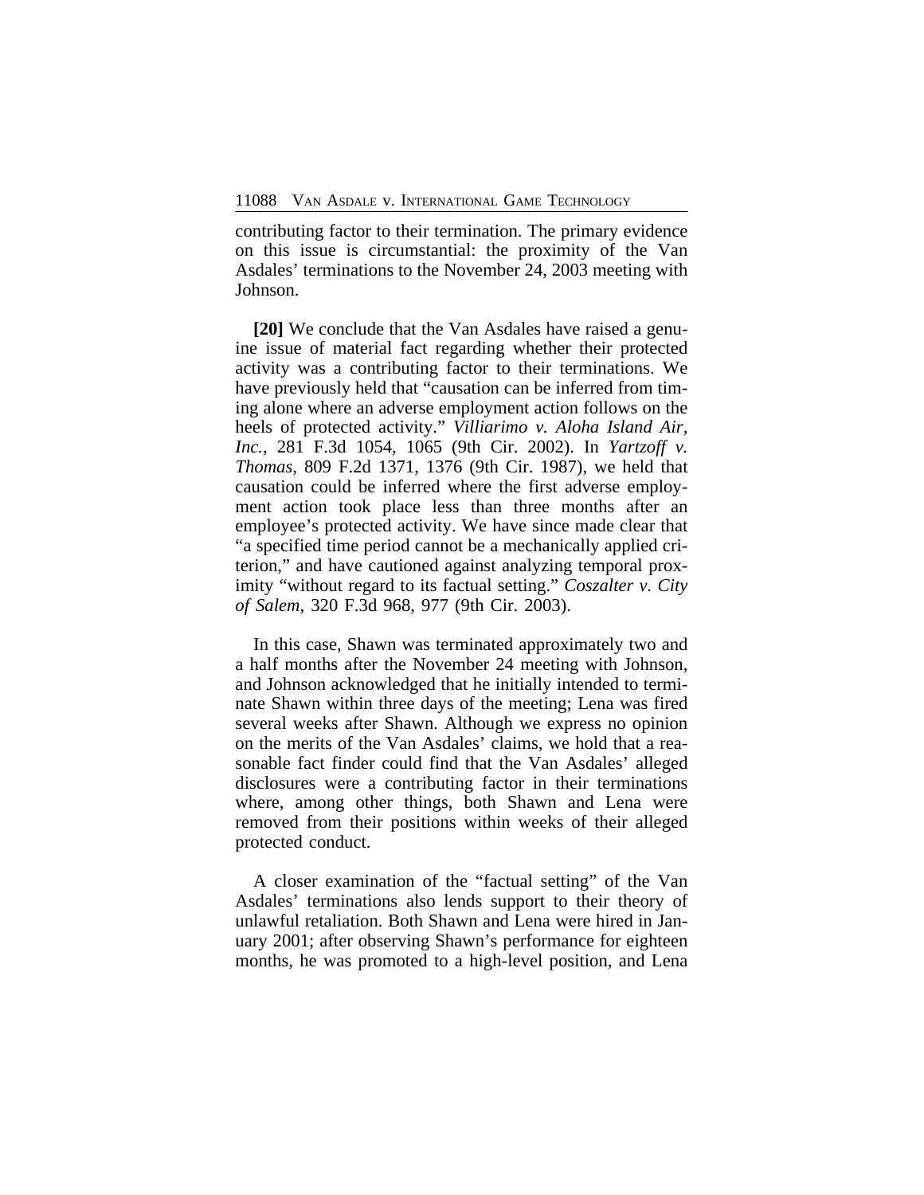contributing factor to their termination. The primary evidence on this issue is circumstantial: the proximity of the Van Asdales' terminations to the November 24, 2003 meeting with Johnson.

**[20]** We conclude that the Van Asdales have raised a genuine issue of material fact regarding whether their protected activity was a contributing factor to their terminations. We have previously held that "causation can be inferred from timing alone where an adverse employment action follows on the heels of protected activity." *Villiarimo v. Aloha Island Air, Inc.*, 281 F.3d 1054, 1065 (9th Cir. 2002). In *Yartzoff v. Thomas*, 809 F.2d 1371, 1376 (9th Cir. 1987), we held that causation could be inferred where the first adverse employment action took place less than three months after an employee's protected activity. We have since made clear that "a specified time period cannot be a mechanically applied criterion," and have cautioned against analyzing temporal proximity "without regard to its factual setting." *Coszalter v. City of Salem*, 320 F.3d 968, 977 (9th Cir. 2003).

In this case, Shawn was terminated approximately two and a half months after the November 24 meeting with Johnson, and Johnson acknowledged that he initially intended to terminate Shawn within three days of the meeting; Lena was fired several weeks after Shawn. Although we express no opinion on the merits of the Van Asdales' claims, we hold that a reasonable fact finder could find that the Van Asdales' alleged disclosures were a contributing factor in their terminations where, among other things, both Shawn and Lena were removed from their positions within weeks of their alleged protected conduct.

A closer examination of the "factual setting" of the Van Asdales' terminations also lends support to their theory of unlawful retaliation. Both Shawn and Lena were hired in January 2001; after observing Shawn's performance for eighteen months, he was promoted to a high-level position, and Lena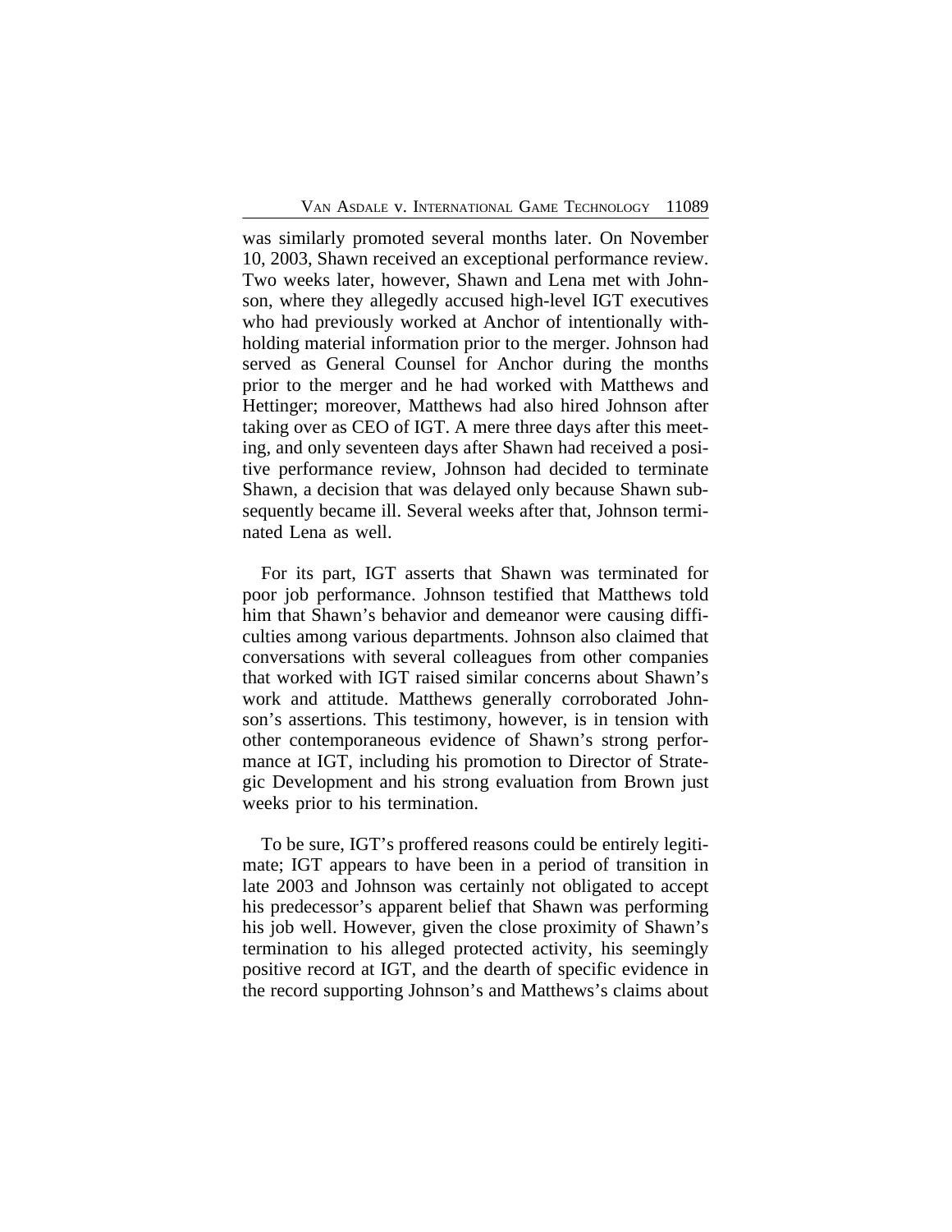was similarly promoted several months later. On November 10, 2003, Shawn received an exceptional performance review. Two weeks later, however, Shawn and Lena met with Johnson, where they allegedly accused high-level IGT executives who had previously worked at Anchor of intentionally withholding material information prior to the merger. Johnson had served as General Counsel for Anchor during the months prior to the merger and he had worked with Matthews and Hettinger; moreover, Matthews had also hired Johnson after taking over as CEO of IGT. A mere three days after this meeting, and only seventeen days after Shawn had received a positive performance review, Johnson had decided to terminate Shawn, a decision that was delayed only because Shawn subsequently became ill. Several weeks after that, Johnson terminated Lena as well.

For its part, IGT asserts that Shawn was terminated for poor job performance. Johnson testified that Matthews told him that Shawn's behavior and demeanor were causing difficulties among various departments. Johnson also claimed that conversations with several colleagues from other companies that worked with IGT raised similar concerns about Shawn's work and attitude. Matthews generally corroborated Johnson's assertions. This testimony, however, is in tension with other contemporaneous evidence of Shawn's strong performance at IGT, including his promotion to Director of Strategic Development and his strong evaluation from Brown just weeks prior to his termination.

To be sure, IGT's proffered reasons could be entirely legitimate; IGT appears to have been in a period of transition in late 2003 and Johnson was certainly not obligated to accept his predecessor's apparent belief that Shawn was performing his job well. However, given the close proximity of Shawn's termination to his alleged protected activity, his seemingly positive record at IGT, and the dearth of specific evidence in the record supporting Johnson's and Matthews's claims about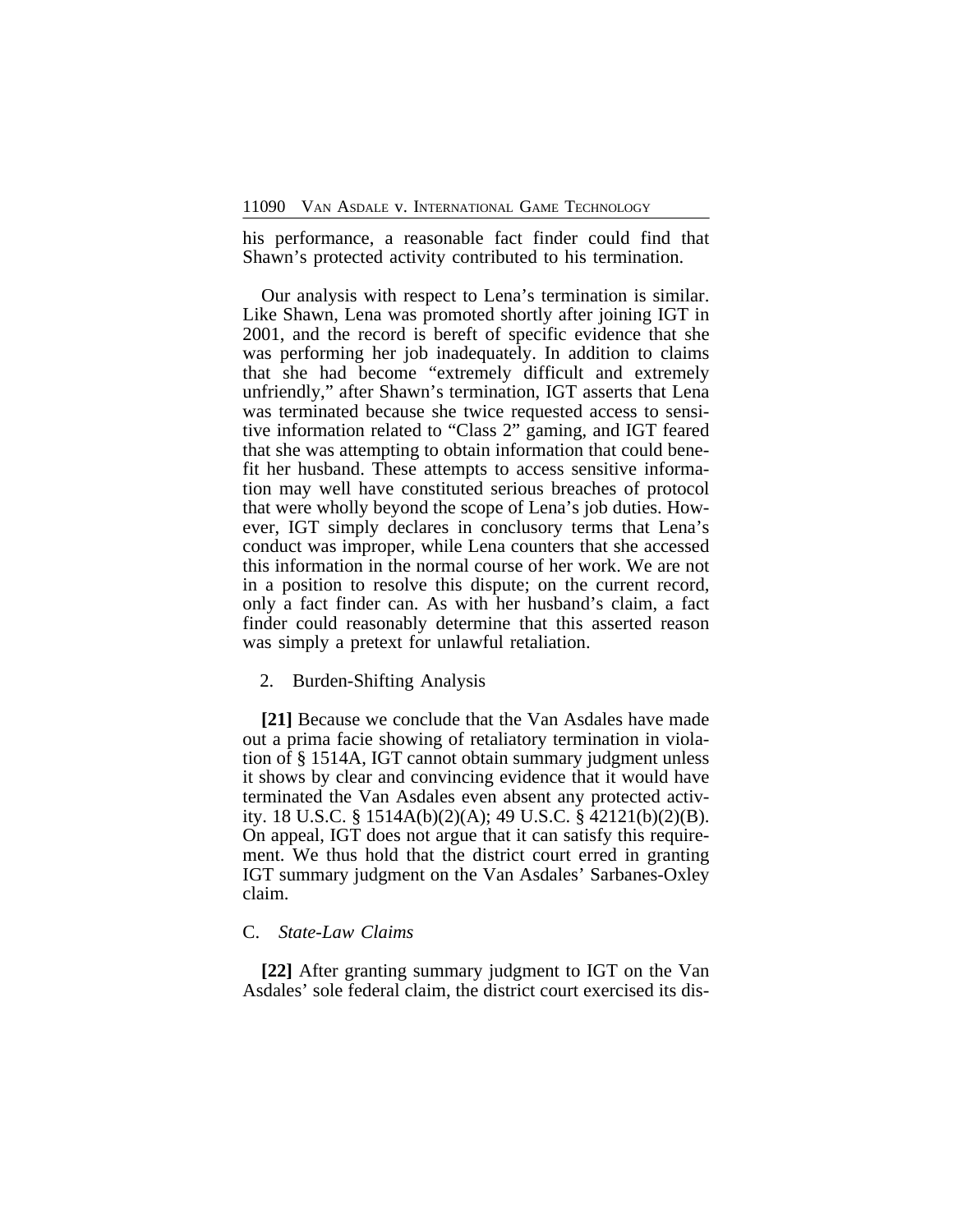his performance, a reasonable fact finder could find that Shawn's protected activity contributed to his termination.

Our analysis with respect to Lena's termination is similar. Like Shawn, Lena was promoted shortly after joining IGT in 2001, and the record is bereft of specific evidence that she was performing her job inadequately. In addition to claims that she had become "extremely difficult and extremely unfriendly," after Shawn's termination, IGT asserts that Lena was terminated because she twice requested access to sensitive information related to "Class 2" gaming, and IGT feared that she was attempting to obtain information that could benefit her husband. These attempts to access sensitive information may well have constituted serious breaches of protocol that were wholly beyond the scope of Lena's job duties. However, IGT simply declares in conclusory terms that Lena's conduct was improper, while Lena counters that she accessed this information in the normal course of her work. We are not in a position to resolve this dispute; on the current record, only a fact finder can. As with her husband's claim, a fact finder could reasonably determine that this asserted reason was simply a pretext for unlawful retaliation.

2. Burden-Shifting Analysis

**[21]** Because we conclude that the Van Asdales have made out a prima facie showing of retaliatory termination in violation of § 1514A, IGT cannot obtain summary judgment unless it shows by clear and convincing evidence that it would have terminated the Van Asdales even absent any protected activity. 18 U.S.C. § 1514A(b)(2)(A); 49 U.S.C. § 42121(b)(2)(B). On appeal, IGT does not argue that it can satisfy this requirement. We thus hold that the district court erred in granting IGT summary judgment on the Van Asdales' Sarbanes-Oxley claim.

C. *State-Law Claims*

**[22]** After granting summary judgment to IGT on the Van Asdales' sole federal claim, the district court exercised its dis-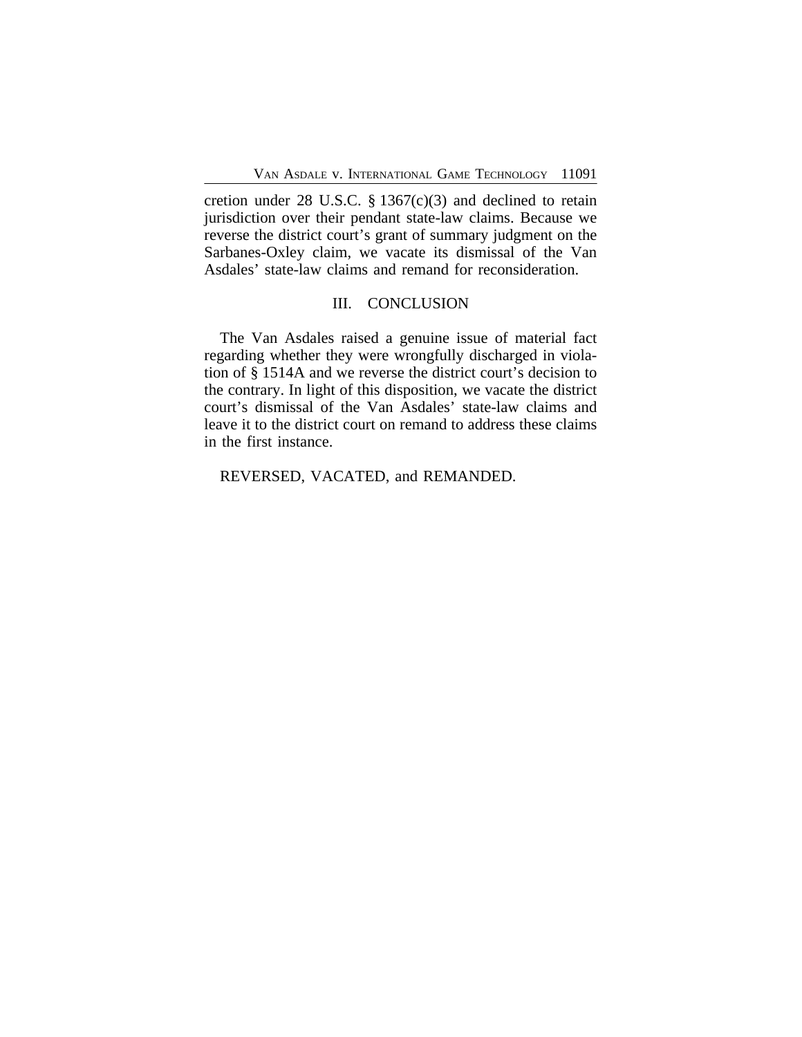cretion under 28 U.S.C. § 1367(c)(3) and declined to retain jurisdiction over their pendant state-law claims. Because we reverse the district court's grant of summary judgment on the Sarbanes-Oxley claim, we vacate its dismissal of the Van Asdales' state-law claims and remand for reconsideration.

## III. CONCLUSION

The Van Asdales raised a genuine issue of material fact regarding whether they were wrongfully discharged in violation of § 1514A and we reverse the district court's decision to the contrary. In light of this disposition, we vacate the district court's dismissal of the Van Asdales' state-law claims and leave it to the district court on remand to address these claims in the first instance.

REVERSED, VACATED, and REMANDED.